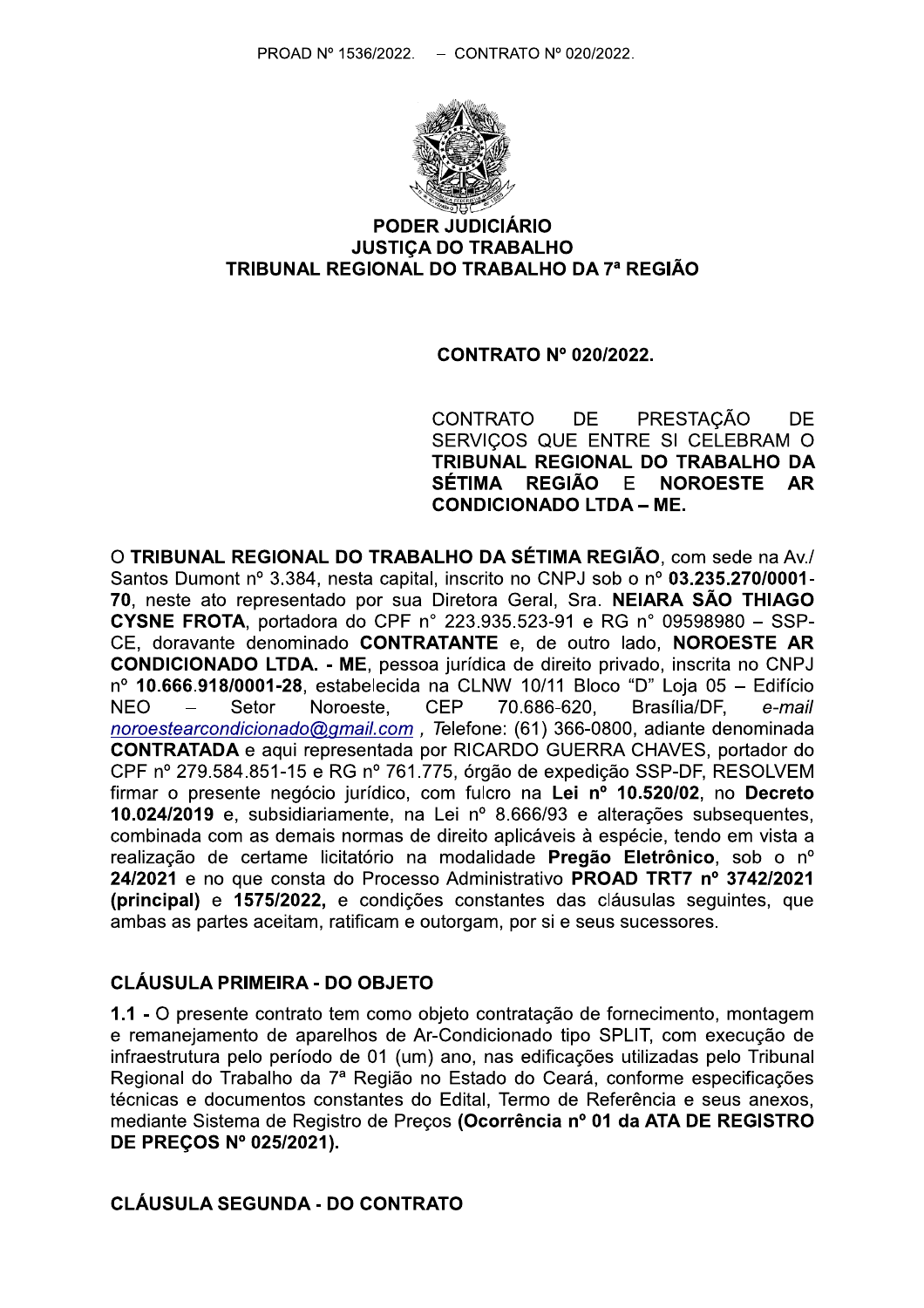**PODER JUDICIÁRIO**
**JUSTIÇA DO TRABALHO**
**TRIBUNAL REGIONAL DO TRABALHO DA 7ª REGIÃO**

**CONTRATO Nº 020/2022.**

CONTRATO DE PRESTAÇÃO DE SERVIÇOS QUE ENTRE SI CELEBRAM O **TRIBUNAL REGIONAL DO TRABALHO DA SÉTIMA REGIÃO** E **NOROESTE AR CONDICIONADO LTDA – ME.**

O **TRIBUNAL REGIONAL DO TRABALHO DA SÉTIMA REGIÃO**, com sede na Av./ Santos Dumont nº 3.384, nesta capital, inscrito no CNPJ sob o nº **03.235.270/0001-70**, neste ato representado por sua Diretora Geral, Sra. **NEIARA SÃO THIAGO CYSNE FROTA**, portadora do CPF n° 223.935.523-91 e RG n° 09598980 – SSP-CE, doravante denominado **CONTRATANTE** e, de outro lado, **NOROESTE AR CONDICIONADO LTDA. - ME**, pessoa jurídica de direito privado, inscrita no CNPJ nº **10.666.918/0001-28**, estabelecida na CLNW 10/11 Bloco "D" Loja 05 – Edifício NEO – Setor Noroeste, CEP 70.686-620, Brasília/DF, *e-mail* noroestearcondicionado@gmail.com , *T*elefone: (61) 366-0800, adiante denominada **CONTRATADA** e aqui representada por RICARDO GUERRA CHAVES, portador do CPF nº 279.584.851-15 e RG nº 761.775, órgão de expedição SSP-DF, RESOLVEM firmar o presente negócio jurídico, com fulcro na **Lei nº 10.520/02**, no **Decreto 10.024/2019** e, subsidiariamente, na Lei nº 8.666/93 e alterações subsequentes, combinada com as demais normas de direito aplicáveis à espécie, tendo em vista a realização de certame licitatório na modalidade **Pregão Eletrônico**, sob o nº **24/2021** e no que consta do Processo Administrativo **PROAD TRT7 nº 3742/2021 (principal)** e **1575/2022,** e condições constantes das cláusulas seguintes, que ambas as partes aceitam, ratificam e outorgam, por si e seus sucessores.

## CLÁUSULA PRIMEIRA - DO OBJETO

**1.1 -** O presente contrato tem como objeto contratação de fornecimento, montagem e remanejamento de aparelhos de Ar-Condicionado tipo SPLIT, com execução de infraestrutura pelo período de 01 (um) ano, nas edificações utilizadas pelo Tribunal Regional do Trabalho da 7ª Região no Estado do Ceará, conforme especificações técnicas e documentos constantes do Edital, Termo de Referência e seus anexos, mediante Sistema de Registro de Preços **(Ocorrência nº 01 da ATA DE REGISTRO DE PREÇOS Nº 025/2021).**

## CLÁUSULA SEGUNDA - DO CONTRATO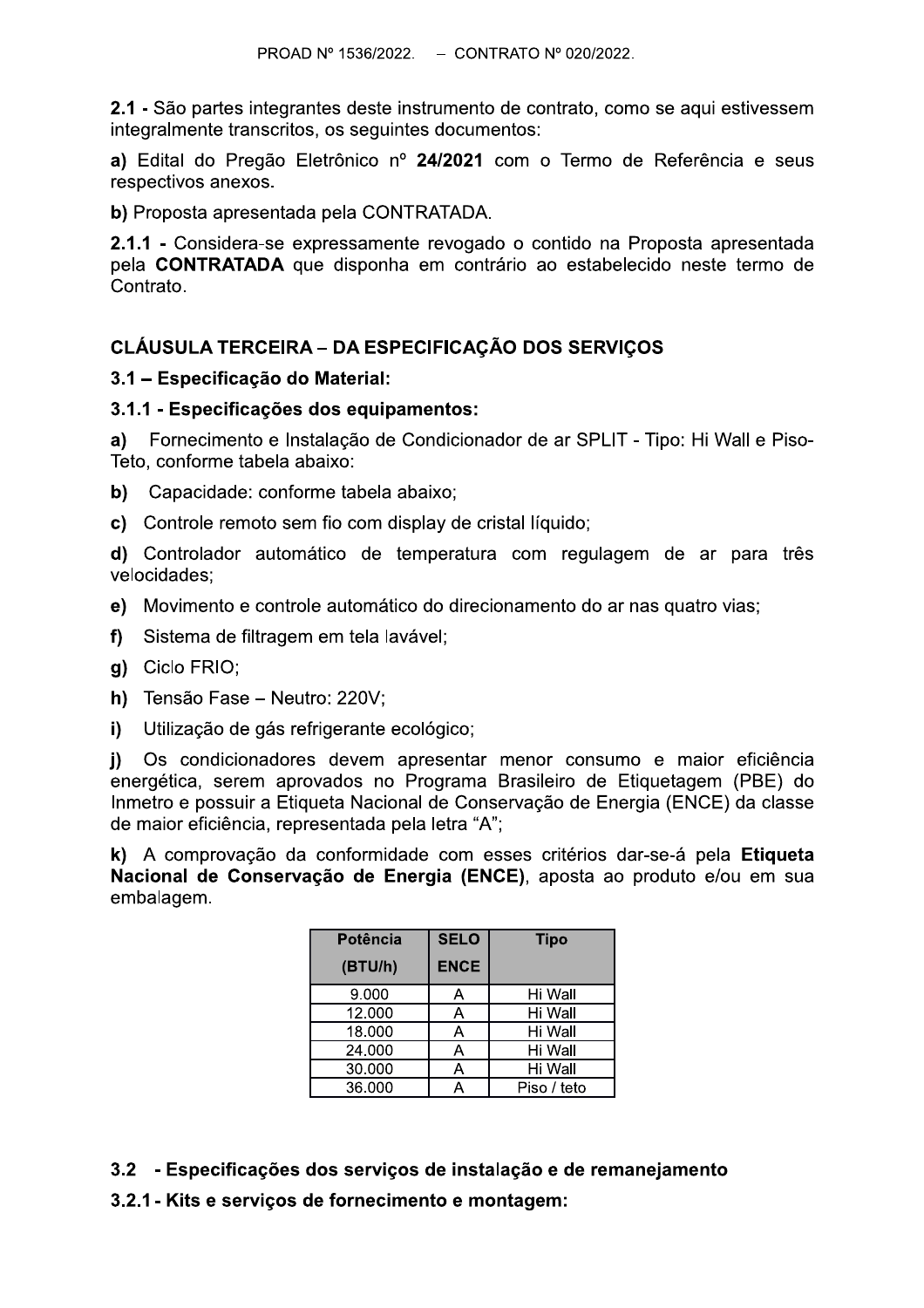**2.1** - São partes integrantes deste instrumento de contrato, como se aqui estivessem integralmente transcritos, os seguintes documentos:

**a)** Edital do Pregão Eletrônico nº **24/2021** com o Termo de Referência e seus respectivos anexos.

**b)** Proposta apresentada pela CONTRATADA.

**2.1.1 -** Considera-se expressamente revogado o contido na Proposta apresentada pela **CONTRATADA** que disponha em contrário ao estabelecido neste termo de Contrato.

## CLÁUSULA TERCEIRA – DA ESPECIFICAÇÃO DOS SERVIÇOS

**3.1 – Especificação do Material:**

**3.1.1 - Especificações dos equipamentos:**

**a)** Fornecimento e Instalação de Condicionador de ar SPLIT - Tipo: Hi Wall e Piso-Teto, conforme tabela abaixo:

**b)** Capacidade: conforme tabela abaixo;

**c)** Controle remoto sem fio com display de cristal líquido;

**d)** Controlador automático de temperatura com regulagem de ar para três velocidades;

**e)** Movimento e controle automático do direcionamento do ar nas quatro vias;

**f)** Sistema de filtragem em tela lavável;

**g)** Ciclo FRIO;

**h)** Tensão Fase – Neutro: 220V;

**i)** Utilização de gás refrigerante ecológico;

**j)** Os condicionadores devem apresentar menor consumo e maior eficiência energética, serem aprovados no Programa Brasileiro de Etiquetagem (PBE) do Inmetro e possuir a Etiqueta Nacional de Conservação de Energia (ENCE) da classe de maior eficiência, representada pela letra "A";

**k)** A comprovação da conformidade com esses critérios dar-se-á pela **Etiqueta Nacional de Conservação de Energia (ENCE)**, aposta ao produto e/ou em sua embalagem.

| Potência (BTU/h) | SELO ENCE | Tipo |
|---|---|---|
| 9.000 | A | Hi Wall |
| 12.000 | A | Hi Wall |
| 18.000 | A | Hi Wall |
| 24.000 | A | Hi Wall |
| 30.000 | A | Hi Wall |
| 36.000 | A | Piso / teto |

**3.2 - Especificações dos serviços de instalação e de remanejamento**

**3.2.1 - Kits e serviços de fornecimento e montagem:**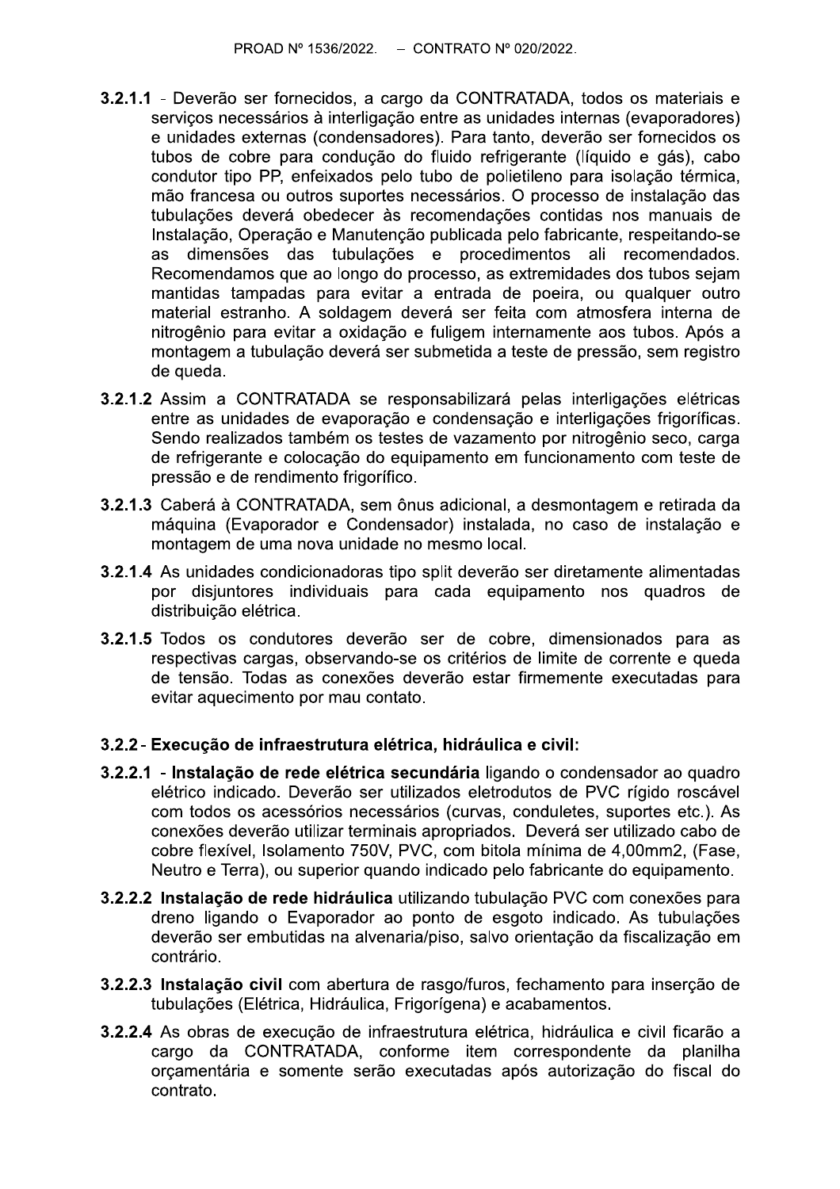**3.2.1.1** - Deverão ser fornecidos, a cargo da CONTRATADA, todos os materiais e serviços necessários à interligação entre as unidades internas (evaporadores) e unidades externas (condensadores). Para tanto, deverão ser fornecidos os tubos de cobre para condução do fluido refrigerante (líquido e gás), cabo condutor tipo PP, enfeixados pelo tubo de polietileno para isolação térmica, mão francesa ou outros suportes necessários. O processo de instalação das tubulações deverá obedecer às recomendações contidas nos manuais de Instalação, Operação e Manutenção publicada pelo fabricante, respeitando-se as dimensões das tubulações e procedimentos ali recomendados. Recomendamos que ao longo do processo, as extremidades dos tubos sejam mantidas tampadas para evitar a entrada de poeira, ou qualquer outro material estranho. A soldagem deverá ser feita com atmosfera interna de nitrogênio para evitar a oxidação e fuligem internamente aos tubos. Após a montagem a tubulação deverá ser submetida a teste de pressão, sem registro de queda.

**3.2.1.2** Assim a CONTRATADA se responsabilizará pelas interligações elétricas entre as unidades de evaporação e condensação e interligações frigoríficas. Sendo realizados também os testes de vazamento por nitrogênio seco, carga de refrigerante e colocação do equipamento em funcionamento com teste de pressão e de rendimento frigorífico.

**3.2.1.3** Caberá à CONTRATADA, sem ônus adicional, a desmontagem e retirada da máquina (Evaporador e Condensador) instalada, no caso de instalação e montagem de uma nova unidade no mesmo local.

**3.2.1.4** As unidades condicionadoras tipo split deverão ser diretamente alimentadas por disjuntores individuais para cada equipamento nos quadros de distribuição elétrica.

**3.2.1.5** Todos os condutores deverão ser de cobre, dimensionados para as respectivas cargas, observando-se os critérios de limite de corrente e queda de tensão. Todas as conexões deverão estar firmemente executadas para evitar aquecimento por mau contato.

### 3.2.2 - Execução de infraestrutura elétrica, hidráulica e civil:

**3.2.2.1** - **Instalação de rede elétrica secundária** ligando o condensador ao quadro elétrico indicado. Deverão ser utilizados eletrodutos de PVC rígido roscável com todos os acessórios necessários (curvas, conduletes, suportes etc.). As conexões deverão utilizar terminais apropriados. Deverá ser utilizado cabo de cobre flexível, Isolamento 750V, PVC, com bitola mínima de 4,00mm2, (Fase, Neutro e Terra), ou superior quando indicado pelo fabricante do equipamento.

**3.2.2.2** **Instalação de rede hidráulica** utilizando tubulação PVC com conexões para dreno ligando o Evaporador ao ponto de esgoto indicado. As tubulações deverão ser embutidas na alvenaria/piso, salvo orientação da fiscalização em contrário.

**3.2.2.3** **Instalação civil** com abertura de rasgo/furos, fechamento para inserção de tubulações (Elétrica, Hidráulica, Frigorígena) e acabamentos.

**3.2.2.4** As obras de execução de infraestrutura elétrica, hidráulica e civil ficarão a cargo da CONTRATADA, conforme item correspondente da planilha orçamentária e somente serão executadas após autorização do fiscal do contrato.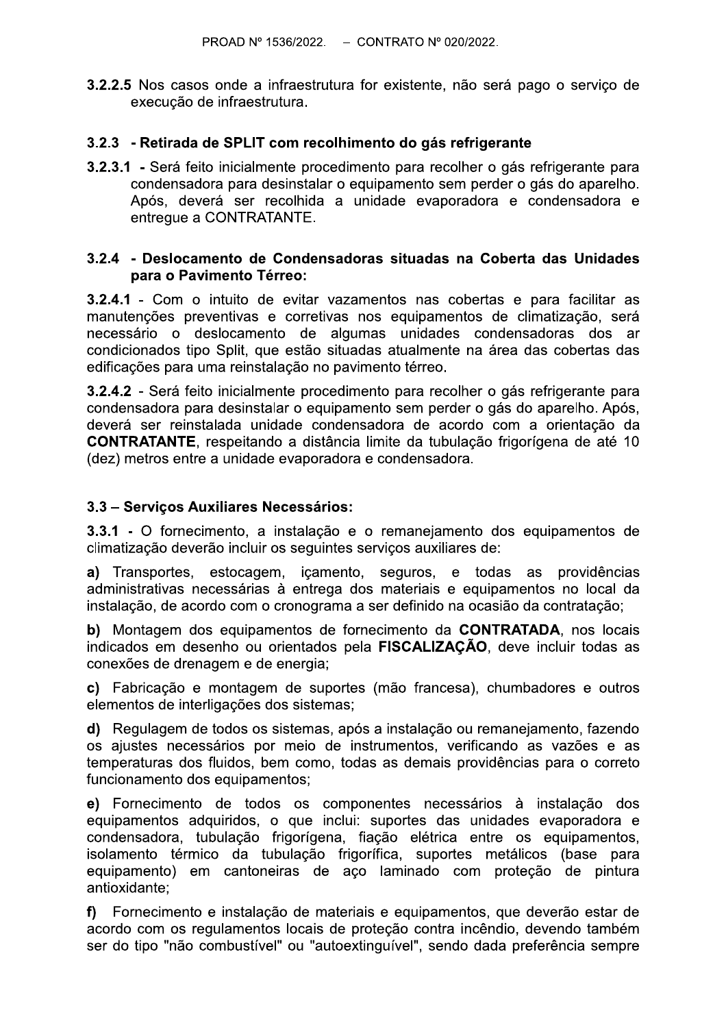**3.2.2.5** Nos casos onde a infraestrutura for existente, não será pago o serviço de execução de infraestrutura.

### 3.2.3 - Retirada de SPLIT com recolhimento do gás refrigerante

**3.2.3.1** - Será feito inicialmente procedimento para recolher o gás refrigerante para condensadora para desinstalar o equipamento sem perder o gás do aparelho. Após, deverá ser recolhida a unidade evaporadora e condensadora e entregue a CONTRATANTE.

### 3.2.4 - Deslocamento de Condensadoras situadas na Coberta das Unidades para o Pavimento Térreo:

**3.2.4.1** - Com o intuito de evitar vazamentos nas cobertas e para facilitar as manutenções preventivas e corretivas nos equipamentos de climatização, será necessário o deslocamento de algumas unidades condensadoras dos ar condicionados tipo Split, que estão situadas atualmente na área das cobertas das edificações para uma reinstalação no pavimento térreo.

**3.2.4.2** - Será feito inicialmente procedimento para recolher o gás refrigerante para condensadora para desinstalar o equipamento sem perder o gás do aparelho. Após, deverá ser reinstalada unidade condensadora de acordo com a orientação da **CONTRATANTE**, respeitando a distância limite da tubulação frigorígena de até 10 (dez) metros entre a unidade evaporadora e condensadora.

### 3.3 – Serviços Auxiliares Necessários:

**3.3.1** - O fornecimento, a instalação e o remanejamento dos equipamentos de climatização deverão incluir os seguintes serviços auxiliares de:

**a)** Transportes, estocagem, içamento, seguros, e todas as providências administrativas necessárias à entrega dos materiais e equipamentos no local da instalação, de acordo com o cronograma a ser definido na ocasião da contratação;

**b)** Montagem dos equipamentos de fornecimento da **CONTRATADA**, nos locais indicados em desenho ou orientados pela **FISCALIZAÇÃO**, deve incluir todas as conexões de drenagem e de energia;

**c)** Fabricação e montagem de suportes (mão francesa), chumbadores e outros elementos de interligações dos sistemas;

**d)** Regulagem de todos os sistemas, após a instalação ou remanejamento, fazendo os ajustes necessários por meio de instrumentos, verificando as vazões e as temperaturas dos fluidos, bem como, todas as demais providências para o correto funcionamento dos equipamentos;

**e)** Fornecimento de todos os componentes necessários à instalação dos equipamentos adquiridos, o que inclui: suportes das unidades evaporadora e condensadora, tubulação frigorígena, fiação elétrica entre os equipamentos, isolamento térmico da tubulação frigorífica, suportes metálicos (base para equipamento) em cantoneiras de aço laminado com proteção de pintura antioxidante;

**f)** Fornecimento e instalação de materiais e equipamentos, que deverão estar de acordo com os regulamentos locais de proteção contra incêndio, devendo também ser do tipo "não combustível" ou "autoextinguível", sendo dada preferência sempre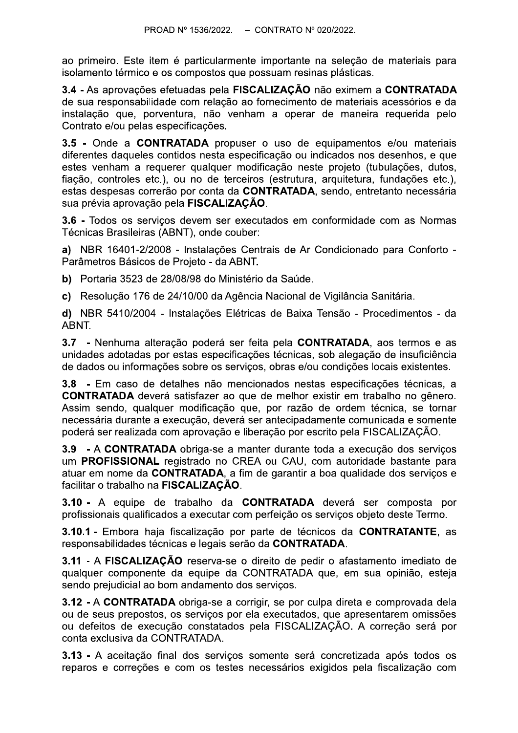ao primeiro. Este item é particularmente importante na seleção de materiais para isolamento térmico e os compostos que possuam resinas plásticas.

**3.4 -** As aprovações efetuadas pela **FISCALIZAÇÃO** não eximem a **CONTRATADA** de sua responsabilidade com relação ao fornecimento de materiais acessórios e da instalação que, porventura, não venham a operar de maneira requerida pelo Contrato e/ou pelas especificações.

**3.5 -** Onde a **CONTRATADA** propuser o uso de equipamentos e/ou materiais diferentes daqueles contidos nesta especificação ou indicados nos desenhos, e que estes venham a requerer qualquer modificação neste projeto (tubulações, dutos, fiação, controles etc.), ou no de terceiros (estrutura, arquitetura, fundações etc.), estas despesas correrão por conta da **CONTRATADA**, sendo, entretanto necessária sua prévia aprovação pela **FISCALIZAÇÃO**.

**3.6 -** Todos os serviços devem ser executados em conformidade com as Normas Técnicas Brasileiras (ABNT), onde couber:

**a)** NBR 16401-2/2008 - Instalações Centrais de Ar Condicionado para Conforto - Parâmetros Básicos de Projeto - da ABNT**.**

**b)** Portaria 3523 de 28/08/98 do Ministério da Saúde.

**c)** Resolução 176 de 24/10/00 da Agência Nacional de Vigilância Sanitária.

**d)** NBR 5410/2004 - Instalações Elétricas de Baixa Tensão - Procedimentos - da ABNT.

**3.7 -** Nenhuma alteração poderá ser feita pela **CONTRATADA**, aos termos e as unidades adotadas por estas especificações técnicas, sob alegação de insuficiência de dados ou informações sobre os serviços, obras e/ou condições locais existentes.

**3.8 -** Em caso de detalhes não mencionados nestas especificações técnicas, a **CONTRATADA** deverá satisfazer ao que de melhor existir em trabalho no gênero. Assim sendo, qualquer modificação que, por razão de ordem técnica, se tornar necessária durante a execução, deverá ser antecipadamente comunicada e somente poderá ser realizada com aprovação e liberação por escrito pela FISCALIZAÇÃO.

**3.9 -** A **CONTRATADA** obriga-se a manter durante toda a execução dos serviços um **PROFISSIONAL** registrado no CREA ou CAU, com autoridade bastante para atuar em nome da **CONTRATADA**, a fim de garantir a boa qualidade dos serviços e facilitar o trabalho na **FISCALIZAÇÃO**.

**3.10 -** A equipe de trabalho da **CONTRATADA** deverá ser composta por profissionais qualificados a executar com perfeição os serviços objeto deste Termo.

**3.10.1 -** Embora haja fiscalização por parte de técnicos da **CONTRATANTE**, as responsabilidades técnicas e legais serão da **CONTRATADA**.

**3.11** - A **FISCALIZAÇÃO** reserva-se o direito de pedir o afastamento imediato de qualquer componente da equipe da CONTRATADA que, em sua opinião, esteja sendo prejudicial ao bom andamento dos serviços.

**3.12 -** A **CONTRATADA** obriga-se a corrigir, se por culpa direta e comprovada dela ou de seus prepostos, os serviços por ela executados, que apresentarem omissões ou defeitos de execução constatados pela FISCALIZAÇÃO. A correção será por conta exclusiva da CONTRATADA.

**3.13 -** A aceitação final dos serviços somente será concretizada após todos os reparos e correções e com os testes necessários exigidos pela fiscalização com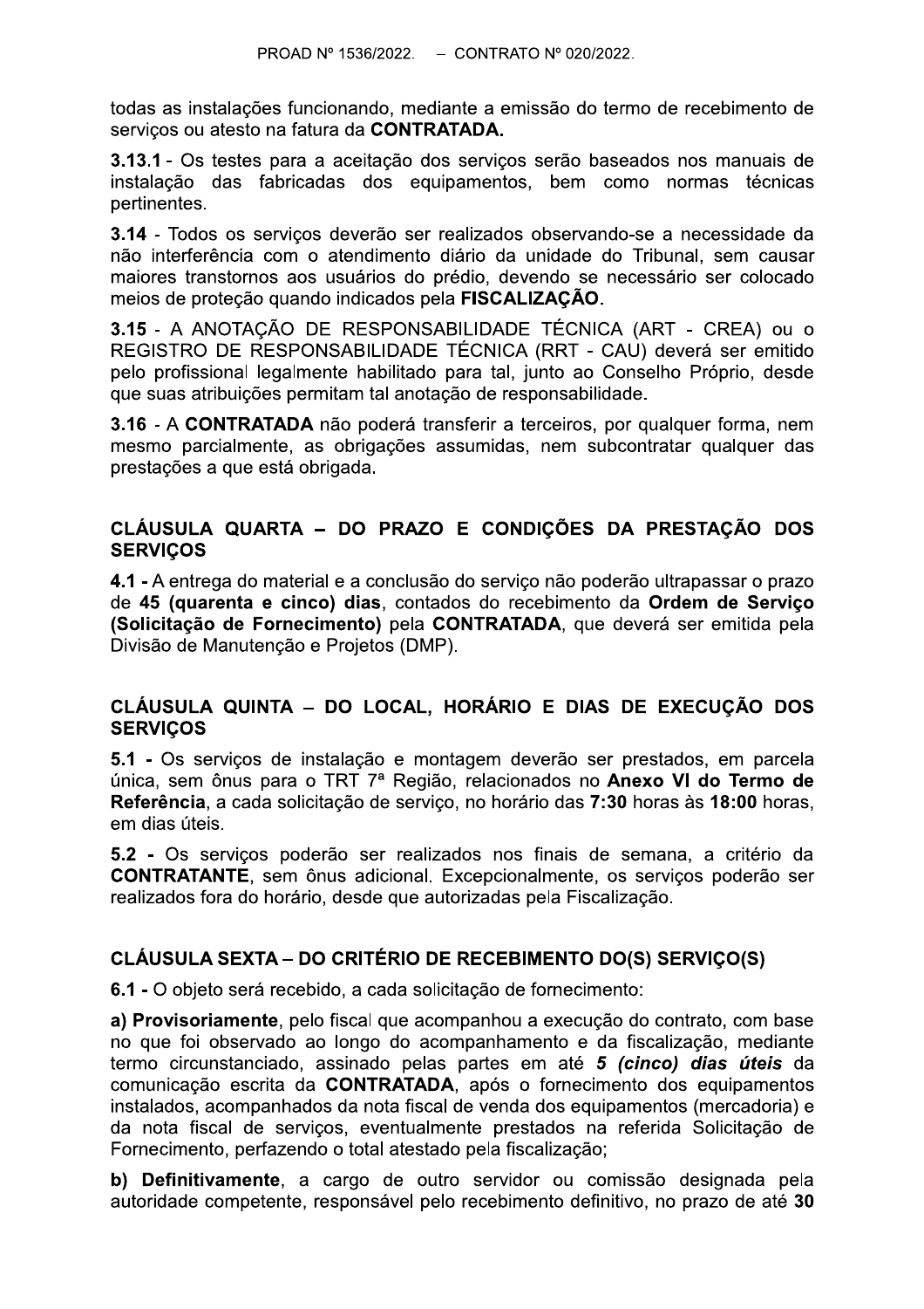todas as instalações funcionando, mediante a emissão do termo de recebimento de serviços ou atesto na fatura da **CONTRATADA.**

**3.13.1** - Os testes para a aceitação dos serviços serão baseados nos manuais de instalação das fabricadas dos equipamentos, bem como normas técnicas pertinentes.

**3.14** - Todos os serviços deverão ser realizados observando-se a necessidade da não interferência com o atendimento diário da unidade do Tribunal, sem causar maiores transtornos aos usuários do prédio, devendo se necessário ser colocado meios de proteção quando indicados pela **FISCALIZAÇÃO**.

**3.15** - A ANOTAÇÃO DE RESPONSABILIDADE TÉCNICA (ART - CREA) ou o REGISTRO DE RESPONSABILIDADE TÉCNICA (RRT - CAU) deverá ser emitido pelo profissional legalmente habilitado para tal, junto ao Conselho Próprio, desde que suas atribuições permitam tal anotação de responsabilidade.

**3.16** - A **CONTRATADA** não poderá transferir a terceiros, por qualquer forma, nem mesmo parcialmente, as obrigações assumidas, nem subcontratar qualquer das prestações a que está obrigada.

## CLÁUSULA QUARTA – DO PRAZO E CONDIÇÕES DA PRESTAÇÃO DOS SERVIÇOS

**4.1 -** A entrega do material e a conclusão do serviço não poderão ultrapassar o prazo de **45 (quarenta e cinco) dias**, contados do recebimento da **Ordem de Serviço (Solicitação de Fornecimento)** pela **CONTRATADA**, que deverá ser emitida pela Divisão de Manutenção e Projetos (DMP).

## CLÁUSULA QUINTA – DO LOCAL, HORÁRIO E DIAS DE EXECUÇÃO DOS SERVIÇOS

**5.1 -** Os serviços de instalação e montagem deverão ser prestados, em parcela única, sem ônus para o TRT 7ª Região, relacionados no **Anexo VI do Termo de Referência**, a cada solicitação de serviço, no horário das **7:30** horas às **18:00** horas, em dias úteis.

**5.2 -** Os serviços poderão ser realizados nos finais de semana, a critério da **CONTRATANTE**, sem ônus adicional. Excepcionalmente, os serviços poderão ser realizados fora do horário, desde que autorizadas pela Fiscalização.

## CLÁUSULA SEXTA – DO CRITÉRIO DE RECEBIMENTO DO(S) SERVIÇO(S)

**6.1 -** O objeto será recebido, a cada solicitação de fornecimento:

**a) Provisoriamente**, pelo fiscal que acompanhou a execução do contrato, com base no que foi observado ao longo do acompanhamento e da fiscalização, mediante termo circunstanciado, assinado pelas partes em até ***5 (cinco) dias úteis*** da comunicação escrita da **CONTRATADA**, após o fornecimento dos equipamentos instalados, acompanhados da nota fiscal de venda dos equipamentos (mercadoria) e da nota fiscal de serviços, eventualmente prestados na referida Solicitação de Fornecimento, perfazendo o total atestado pela fiscalização;

**b) Definitivamente**, a cargo de outro servidor ou comissão designada pela autoridade competente, responsável pelo recebimento definitivo, no prazo de até **30**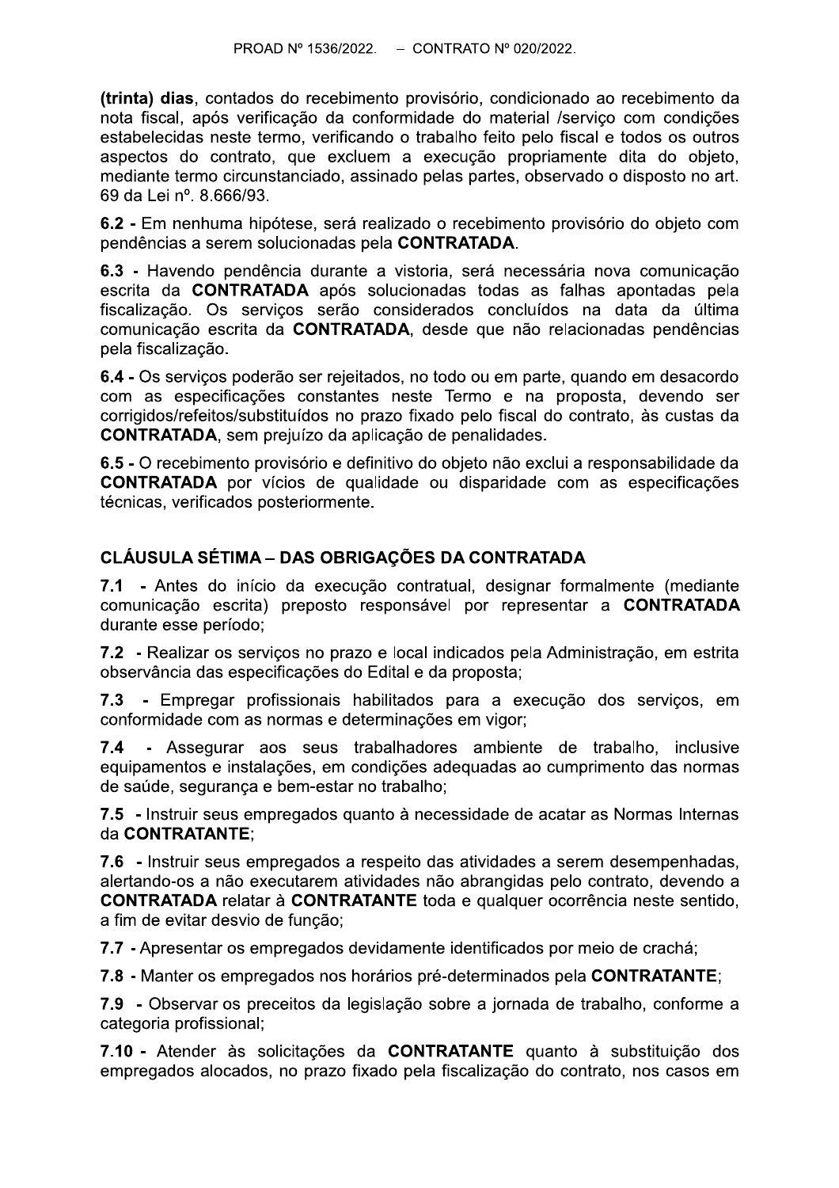**(trinta) dias**, contados do recebimento provisório, condicionado ao recebimento da nota fiscal, após verificação da conformidade do material /serviço com condições estabelecidas neste termo, verificando o trabalho feito pelo fiscal e todos os outros aspectos do contrato, que excluem a execução propriamente dita do objeto, mediante termo circunstanciado, assinado pelas partes, observado o disposto no art. 69 da Lei nº. 8.666/93.

**6.2 -** Em nenhuma hipótese, será realizado o recebimento provisório do objeto com pendências a serem solucionadas pela **CONTRATADA**.

**6.3 -** Havendo pendência durante a vistoria, será necessária nova comunicação escrita da **CONTRATADA** após solucionadas todas as falhas apontadas pela fiscalização. Os serviços serão considerados concluídos na data da última comunicação escrita da **CONTRATADA**, desde que não relacionadas pendências pela fiscalização.

**6.4 -** Os serviços poderão ser rejeitados, no todo ou em parte, quando em desacordo com as especificações constantes neste Termo e na proposta, devendo ser corrigidos/refeitos/substituídos no prazo fixado pelo fiscal do contrato, às custas da **CONTRATADA**, sem prejuízo da aplicação de penalidades.

**6.5 -** O recebimento provisório e definitivo do objeto não exclui a responsabilidade da **CONTRATADA** por vícios de qualidade ou disparidade com as especificações técnicas, verificados posteriormente.

## CLÁUSULA SÉTIMA – DAS OBRIGAÇÕES DA CONTRATADA

**7.1 -** Antes do início da execução contratual, designar formalmente (mediante comunicação escrita) preposto responsável por representar a **CONTRATADA** durante esse período;

**7.2 -** Realizar os serviços no prazo e local indicados pela Administração, em estrita observância das especificações do Edital e da proposta;

**7.3 -** Empregar profissionais habilitados para a execução dos serviços, em conformidade com as normas e determinações em vigor;

**7.4 -** Assegurar aos seus trabalhadores ambiente de trabalho, inclusive equipamentos e instalações, em condições adequadas ao cumprimento das normas de saúde, segurança e bem-estar no trabalho;

**7.5 -** Instruir seus empregados quanto à necessidade de acatar as Normas Internas da **CONTRATANTE**;

**7.6 -** Instruir seus empregados a respeito das atividades a serem desempenhadas, alertando-os a não executarem atividades não abrangidas pelo contrato, devendo a **CONTRATADA** relatar à **CONTRATANTE** toda e qualquer ocorrência neste sentido, a fim de evitar desvio de função;

**7.7 -** Apresentar os empregados devidamente identificados por meio de crachá;

**7.8 -** Manter os empregados nos horários pré-determinados pela **CONTRATANTE**;

**7.9 -** Observar os preceitos da legislação sobre a jornada de trabalho, conforme a categoria profissional;

**7.10 -** Atender às solicitações da **CONTRATANTE** quanto à substituição dos empregados alocados, no prazo fixado pela fiscalização do contrato, nos casos em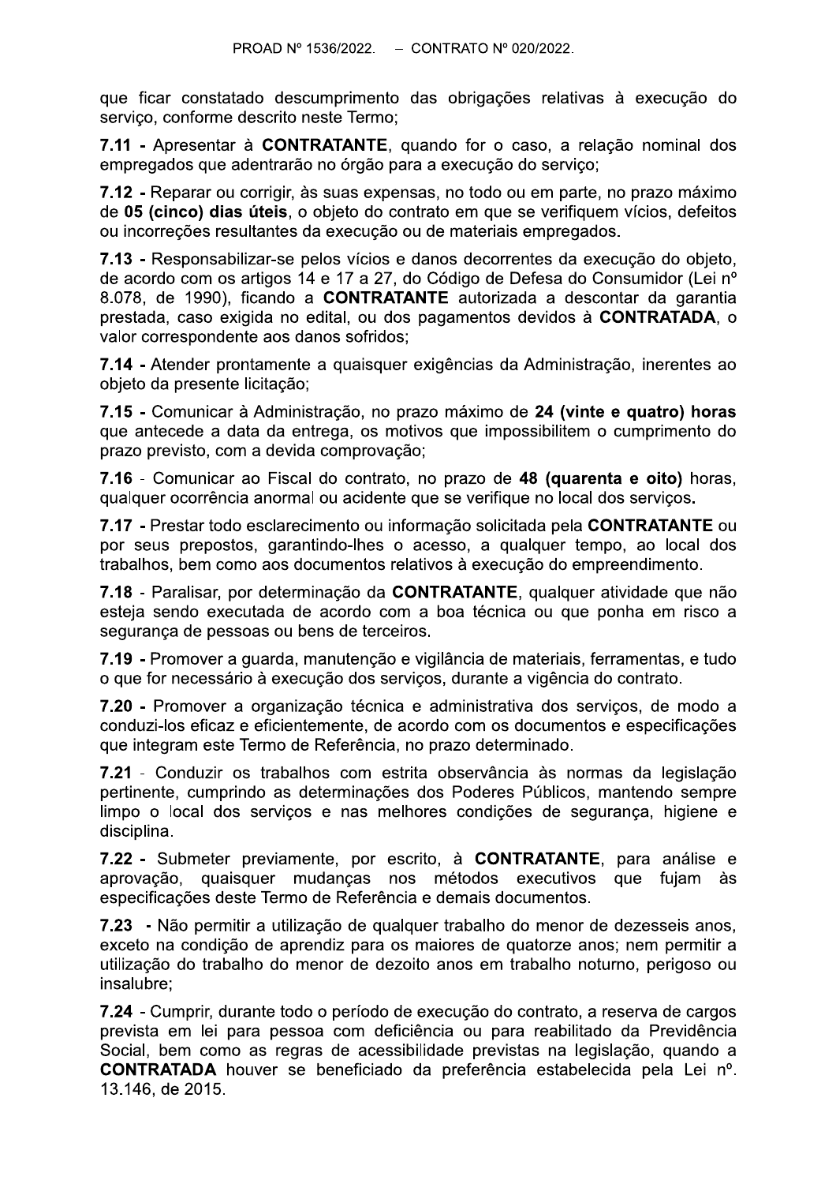que ficar constatado descumprimento das obrigações relativas à execução do serviço, conforme descrito neste Termo;

**7.11 -** Apresentar à **CONTRATANTE**, quando for o caso, a relação nominal dos empregados que adentrarão no órgão para a execução do serviço;

**7.12 -** Reparar ou corrigir, às suas expensas, no todo ou em parte, no prazo máximo de **05 (cinco) dias úteis**, o objeto do contrato em que se verifiquem vícios, defeitos ou incorreções resultantes da execução ou de materiais empregados.

**7.13 -** Responsabilizar-se pelos vícios e danos decorrentes da execução do objeto, de acordo com os artigos 14 e 17 a 27, do Código de Defesa do Consumidor (Lei nº 8.078, de 1990), ficando a **CONTRATANTE** autorizada a descontar da garantia prestada, caso exigida no edital, ou dos pagamentos devidos à **CONTRATADA**, o valor correspondente aos danos sofridos;

**7.14 -** Atender prontamente a quaisquer exigências da Administração, inerentes ao objeto da presente licitação;

**7.15 -** Comunicar à Administração, no prazo máximo de **24 (vinte e quatro) horas** que antecede a data da entrega, os motivos que impossibilitem o cumprimento do prazo previsto, com a devida comprovação;

**7.16** - Comunicar ao Fiscal do contrato, no prazo de **48 (quarenta e oito)** horas, qualquer ocorrência anormal ou acidente que se verifique no local dos serviços**.**

**7.17 -** Prestar todo esclarecimento ou informação solicitada pela **CONTRATANTE** ou por seus prepostos, garantindo-lhes o acesso, a qualquer tempo, ao local dos trabalhos, bem como aos documentos relativos à execução do empreendimento.

**7.18** - Paralisar, por determinação da **CONTRATANTE**, qualquer atividade que não esteja sendo executada de acordo com a boa técnica ou que ponha em risco a segurança de pessoas ou bens de terceiros.

**7.19 -** Promover a guarda, manutenção e vigilância de materiais, ferramentas, e tudo o que for necessário à execução dos serviços, durante a vigência do contrato.

**7.20 -** Promover a organização técnica e administrativa dos serviços, de modo a conduzi-los eficaz e eficientemente, de acordo com os documentos e especificações que integram este Termo de Referência, no prazo determinado.

**7.21** - Conduzir os trabalhos com estrita observância às normas da legislação pertinente, cumprindo as determinações dos Poderes Públicos, mantendo sempre limpo o local dos serviços e nas melhores condições de segurança, higiene e disciplina.

**7.22 -** Submeter previamente, por escrito, à **CONTRATANTE**, para análise e aprovação, quaisquer mudanças nos métodos executivos que fujam às especificações deste Termo de Referência e demais documentos.

**7.23 -** Não permitir a utilização de qualquer trabalho do menor de dezesseis anos, exceto na condição de aprendiz para os maiores de quatorze anos; nem permitir a utilização do trabalho do menor de dezoito anos em trabalho noturno, perigoso ou insalubre;

**7.24** - Cumprir, durante todo o período de execução do contrato, a reserva de cargos prevista em lei para pessoa com deficiência ou para reabilitado da Previdência Social, bem como as regras de acessibilidade previstas na legislação, quando a **CONTRATADA** houver se beneficiado da preferência estabelecida pela Lei nº. 13.146, de 2015.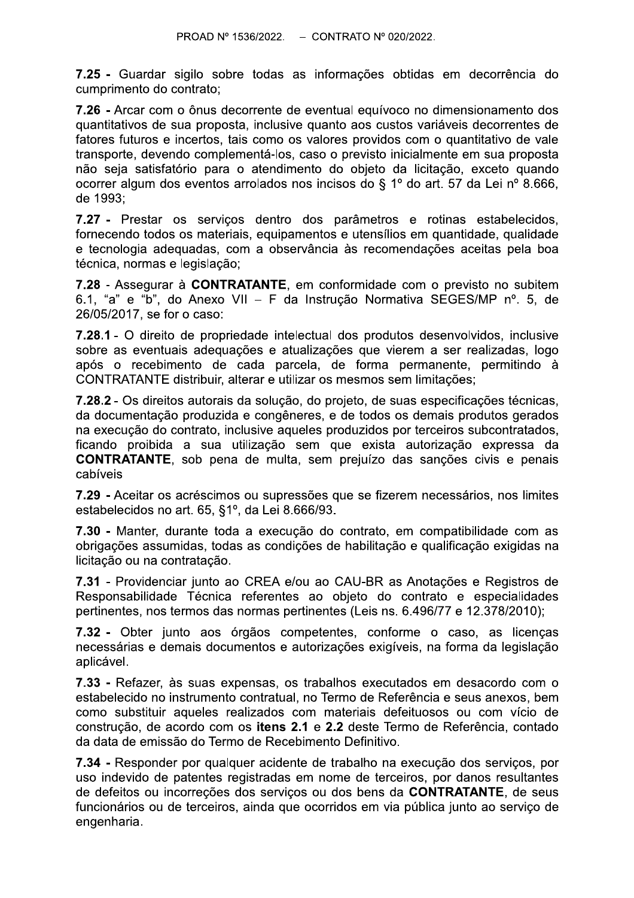**7.25 -** Guardar sigilo sobre todas as informações obtidas em decorrência do cumprimento do contrato;

**7.26 -** Arcar com o ônus decorrente de eventual equívoco no dimensionamento dos quantitativos de sua proposta, inclusive quanto aos custos variáveis decorrentes de fatores futuros e incertos, tais como os valores providos com o quantitativo de vale transporte, devendo complementá-los, caso o previsto inicialmente em sua proposta não seja satisfatório para o atendimento do objeto da licitação, exceto quando ocorrer algum dos eventos arrolados nos incisos do § 1º do art. 57 da Lei nº 8.666, de 1993;

**7.27 -** Prestar os serviços dentro dos parâmetros e rotinas estabelecidos, fornecendo todos os materiais, equipamentos e utensílios em quantidade, qualidade e tecnologia adequadas, com a observância às recomendações aceitas pela boa técnica, normas e legislação;

**7.28** - Assegurar à **CONTRATANTE**, em conformidade com o previsto no subitem 6.1, "a" e "b", do Anexo VII – F da Instrução Normativa SEGES/MP nº. 5, de 26/05/2017, se for o caso:

**7.28.1** - O direito de propriedade intelectual dos produtos desenvolvidos, inclusive sobre as eventuais adequações e atualizações que vierem a ser realizadas, logo após o recebimento de cada parcela, de forma permanente, permitindo à CONTRATANTE distribuir, alterar e utilizar os mesmos sem limitações;

**7.28.2** - Os direitos autorais da solução, do projeto, de suas especificações técnicas, da documentação produzida e congêneres, e de todos os demais produtos gerados na execução do contrato, inclusive aqueles produzidos por terceiros subcontratados, ficando proibida a sua utilização sem que exista autorização expressa da **CONTRATANTE**, sob pena de multa, sem prejuízo das sanções civis e penais cabíveis

**7.29 -** Aceitar os acréscimos ou supressões que se fizerem necessários, nos limites estabelecidos no art. 65, §1º, da Lei 8.666/93.

**7.30 -** Manter, durante toda a execução do contrato, em compatibilidade com as obrigações assumidas, todas as condições de habilitação e qualificação exigidas na licitação ou na contratação.

**7.31** - Providenciar junto ao CREA e/ou ao CAU-BR as Anotações e Registros de Responsabilidade Técnica referentes ao objeto do contrato e especialidades pertinentes, nos termos das normas pertinentes (Leis ns. 6.496/77 e 12.378/2010);

**7.32 -** Obter junto aos órgãos competentes, conforme o caso, as licenças necessárias e demais documentos e autorizações exigíveis, na forma da legislação aplicável.

**7.33 -** Refazer, às suas expensas, os trabalhos executados em desacordo com o estabelecido no instrumento contratual, no Termo de Referência e seus anexos, bem como substituir aqueles realizados com materiais defeituosos ou com vício de construção, de acordo com os **itens 2.1** e **2.2** deste Termo de Referência, contado da data de emissão do Termo de Recebimento Definitivo.

**7.34 -** Responder por qualquer acidente de trabalho na execução dos serviços, por uso indevido de patentes registradas em nome de terceiros, por danos resultantes de defeitos ou incorreções dos serviços ou dos bens da **CONTRATANTE**, de seus funcionários ou de terceiros, ainda que ocorridos em via pública junto ao serviço de engenharia.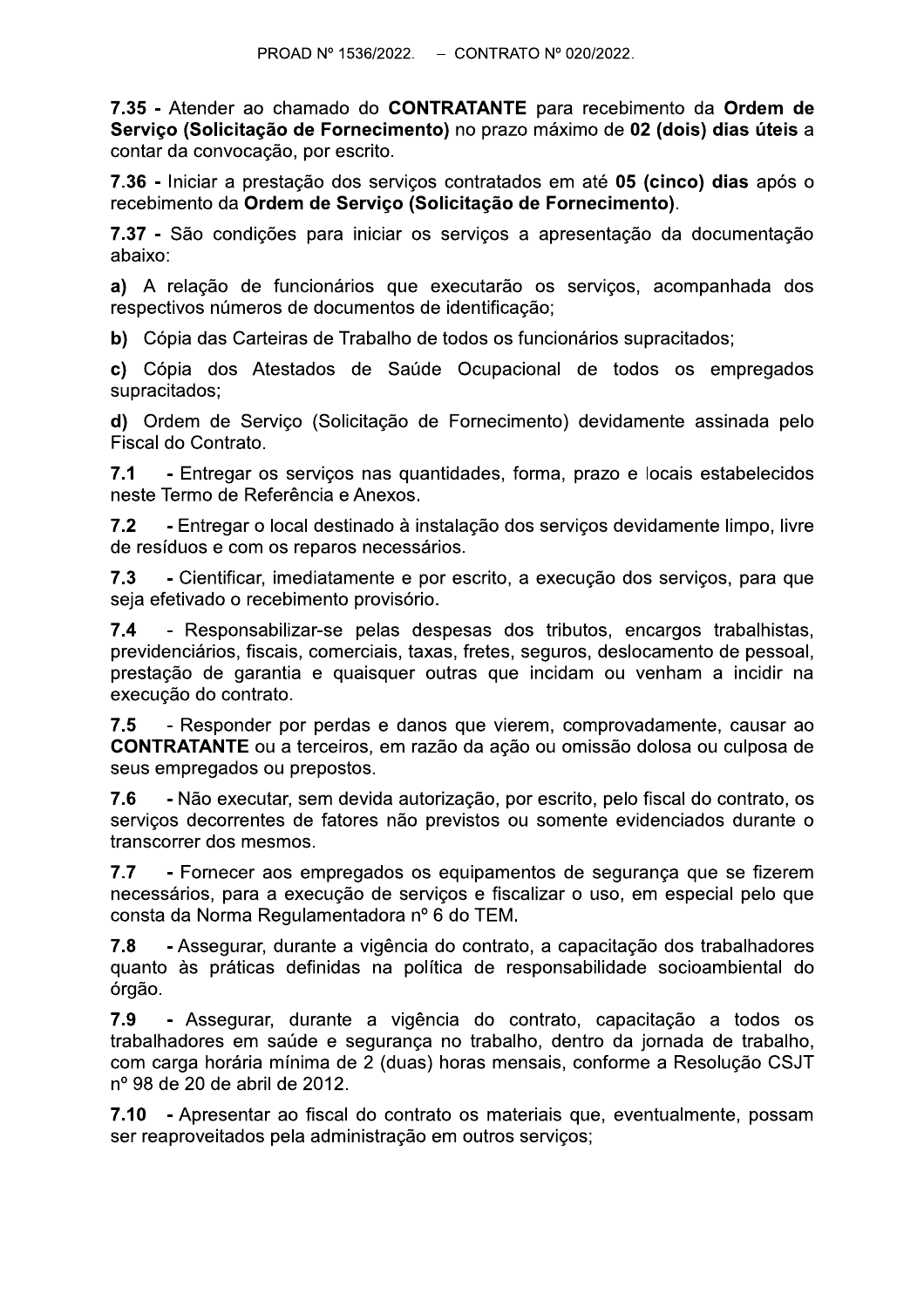**7.35 -** Atender ao chamado do **CONTRATANTE** para recebimento da **Ordem de Serviço (Solicitação de Fornecimento)** no prazo máximo de **02 (dois) dias úteis** a contar da convocação, por escrito.

**7.36 -** Iniciar a prestação dos serviços contratados em até **05 (cinco) dias** após o recebimento da **Ordem de Serviço (Solicitação de Fornecimento)**.

**7.37 -** São condições para iniciar os serviços a apresentação da documentação abaixo:

**a)** A relação de funcionários que executarão os serviços, acompanhada dos respectivos números de documentos de identificação;

**b)** Cópia das Carteiras de Trabalho de todos os funcionários supracitados;

**c)** Cópia dos Atestados de Saúde Ocupacional de todos os empregados supracitados;

**d)** Ordem de Serviço (Solicitação de Fornecimento) devidamente assinada pelo Fiscal do Contrato.

**7.1** - Entregar os serviços nas quantidades, forma, prazo e locais estabelecidos neste Termo de Referência e Anexos.

**7.2** - Entregar o local destinado à instalação dos serviços devidamente limpo, livre de resíduos e com os reparos necessários.

**7.3** - Cientificar, imediatamente e por escrito, a execução dos serviços, para que seja efetivado o recebimento provisório.

**7.4** - Responsabilizar-se pelas despesas dos tributos, encargos trabalhistas, previdenciários, fiscais, comerciais, taxas, fretes, seguros, deslocamento de pessoal, prestação de garantia e quaisquer outras que incidam ou venham a incidir na execução do contrato.

**7.5** - Responder por perdas e danos que vierem, comprovadamente, causar ao **CONTRATANTE** ou a terceiros, em razão da ação ou omissão dolosa ou culposa de seus empregados ou prepostos.

**7.6** - Não executar, sem devida autorização, por escrito, pelo fiscal do contrato, os serviços decorrentes de fatores não previstos ou somente evidenciados durante o transcorrer dos mesmos.

**7.7** - Fornecer aos empregados os equipamentos de segurança que se fizerem necessários, para a execução de serviços e fiscalizar o uso, em especial pelo que consta da Norma Regulamentadora nº 6 do TEM.

**7.8** - Assegurar, durante a vigência do contrato, a capacitação dos trabalhadores quanto às práticas definidas na política de responsabilidade socioambiental do órgão.

**7.9** - Assegurar, durante a vigência do contrato, capacitação a todos os trabalhadores em saúde e segurança no trabalho, dentro da jornada de trabalho, com carga horária mínima de 2 (duas) horas mensais, conforme a Resolução CSJT nº 98 de 20 de abril de 2012.

**7.10** - Apresentar ao fiscal do contrato os materiais que, eventualmente, possam ser reaproveitados pela administração em outros serviços;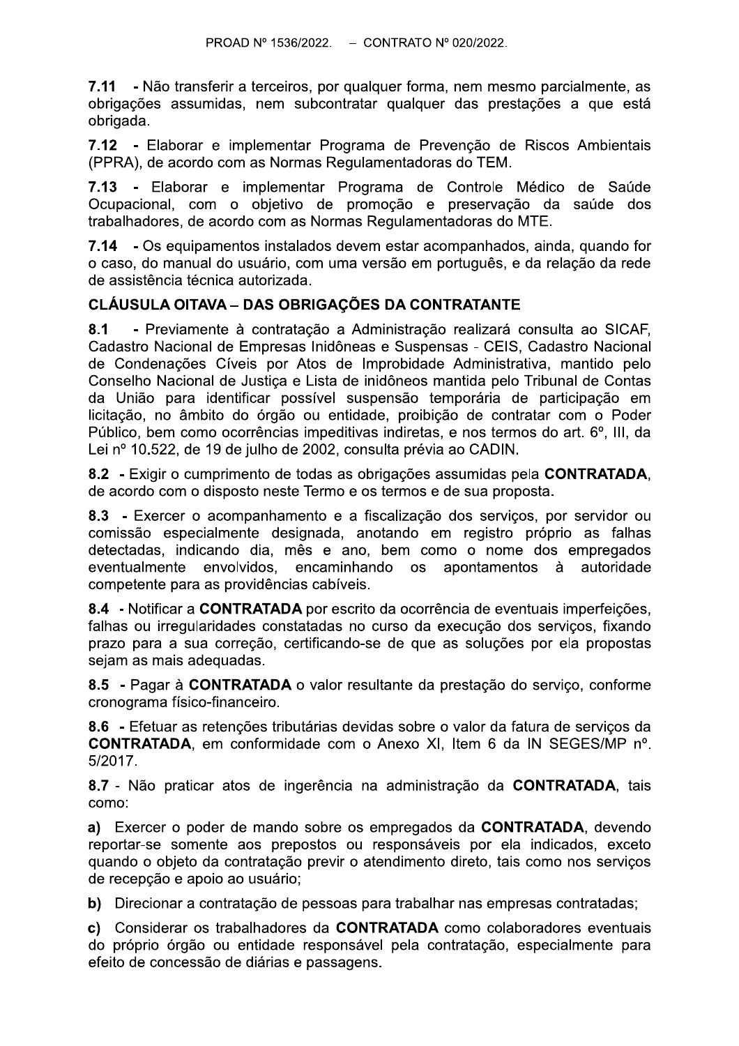**7.11** - Não transferir a terceiros, por qualquer forma, nem mesmo parcialmente, as obrigações assumidas, nem subcontratar qualquer das prestações a que está obrigada.

**7.12** - Elaborar e implementar Programa de Prevenção de Riscos Ambientais (PPRA), de acordo com as Normas Regulamentadoras do TEM.

**7.13** - Elaborar e implementar Programa de Controle Médico de Saúde Ocupacional, com o objetivo de promoção e preservação da saúde dos trabalhadores, de acordo com as Normas Regulamentadoras do MTE.

**7.14** - Os equipamentos instalados devem estar acompanhados, ainda, quando for o caso, do manual do usuário, com uma versão em português, e da relação da rede de assistência técnica autorizada.

## CLÁUSULA OITAVA – DAS OBRIGAÇÕES DA CONTRATANTE

**8.1** - Previamente à contratação a Administração realizará consulta ao SICAF, Cadastro Nacional de Empresas Inidôneas e Suspensas - CEIS, Cadastro Nacional de Condenações Cíveis por Atos de Improbidade Administrativa, mantido pelo Conselho Nacional de Justiça e Lista de inidôneos mantida pelo Tribunal de Contas da União para identificar possível suspensão temporária de participação em licitação, no âmbito do órgão ou entidade, proibição de contratar com o Poder Público, bem como ocorrências impeditivas indiretas, e nos termos do art. 6º, III, da Lei nº 10.522, de 19 de julho de 2002, consulta prévia ao CADIN.

**8.2** - Exigir o cumprimento de todas as obrigações assumidas pela **CONTRATADA**, de acordo com o disposto neste Termo e os termos e de sua proposta.

**8.3** - Exercer o acompanhamento e a fiscalização dos serviços, por servidor ou comissão especialmente designada, anotando em registro próprio as falhas detectadas, indicando dia, mês e ano, bem como o nome dos empregados eventualmente envolvidos, encaminhando os apontamentos à autoridade competente para as providências cabíveis.

**8.4** - Notificar a **CONTRATADA** por escrito da ocorrência de eventuais imperfeições, falhas ou irregularidades constatadas no curso da execução dos serviços, fixando prazo para a sua correção, certificando-se de que as soluções por ela propostas sejam as mais adequadas.

**8.5** - Pagar à **CONTRATADA** o valor resultante da prestação do serviço, conforme cronograma físico-financeiro.

**8.6** - Efetuar as retenções tributárias devidas sobre o valor da fatura de serviços da **CONTRATADA**, em conformidade com o Anexo XI, Item 6 da IN SEGES/MP nº. 5/2017.

**8.7** - Não praticar atos de ingerência na administração da **CONTRATADA**, tais como:

**a)** Exercer o poder de mando sobre os empregados da **CONTRATADA**, devendo reportar-se somente aos prepostos ou responsáveis por ela indicados, exceto quando o objeto da contratação previr o atendimento direto, tais como nos serviços de recepção e apoio ao usuário;

**b)** Direcionar a contratação de pessoas para trabalhar nas empresas contratadas;

**c)** Considerar os trabalhadores da **CONTRATADA** como colaboradores eventuais do próprio órgão ou entidade responsável pela contratação, especialmente para efeito de concessão de diárias e passagens.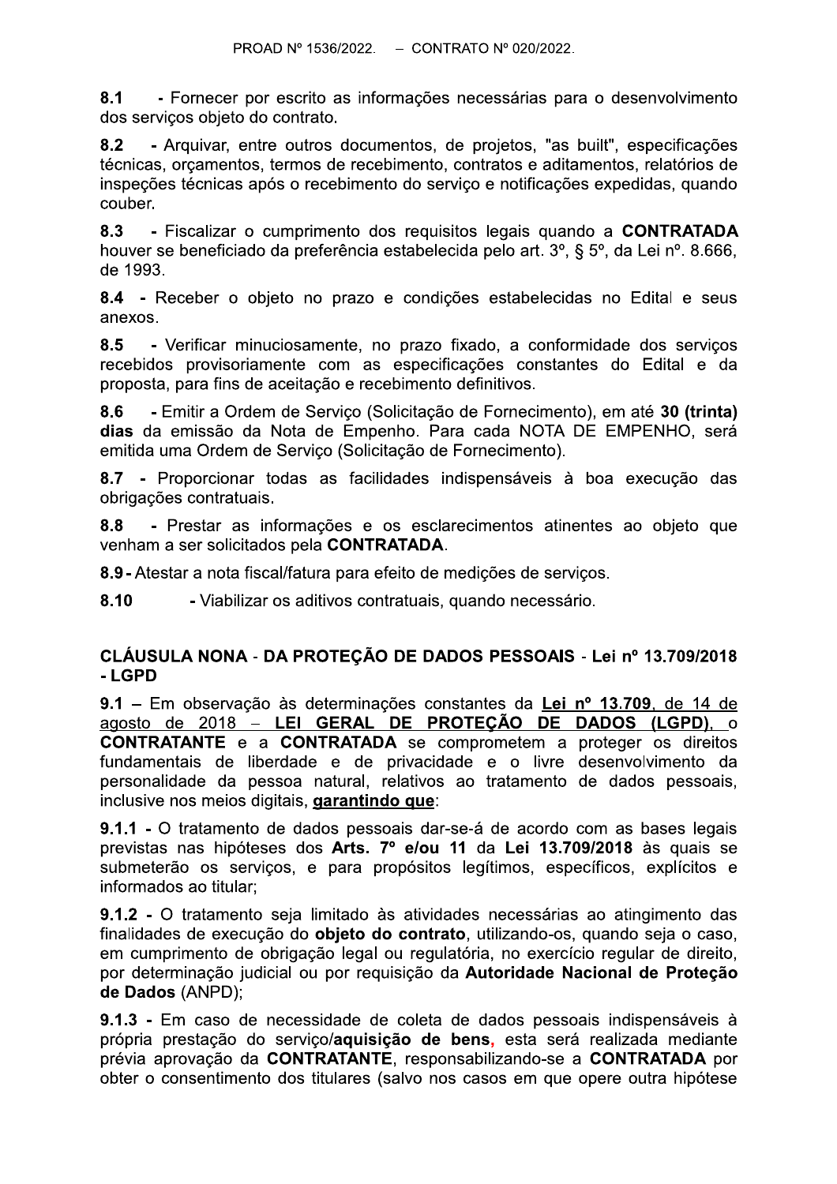**8.1** - Fornecer por escrito as informações necessárias para o desenvolvimento dos serviços objeto do contrato.

**8.2** - Arquivar, entre outros documentos, de projetos, "as built", especificações técnicas, orçamentos, termos de recebimento, contratos e aditamentos, relatórios de inspeções técnicas após o recebimento do serviço e notificações expedidas, quando couber.

**8.3** - Fiscalizar o cumprimento dos requisitos legais quando a **CONTRATADA** houver se beneficiado da preferência estabelecida pelo art. 3º, § 5º, da Lei nº. 8.666, de 1993.

**8.4** - Receber o objeto no prazo e condições estabelecidas no Edital e seus anexos.

**8.5** - Verificar minuciosamente, no prazo fixado, a conformidade dos serviços recebidos provisoriamente com as especificações constantes do Edital e da proposta, para fins de aceitação e recebimento definitivos.

**8.6** - Emitir a Ordem de Serviço (Solicitação de Fornecimento), em até **30 (trinta) dias** da emissão da Nota de Empenho. Para cada NOTA DE EMPENHO, será emitida uma Ordem de Serviço (Solicitação de Fornecimento).

**8.7** - Proporcionar todas as facilidades indispensáveis à boa execução das obrigações contratuais.

**8.8** - Prestar as informações e os esclarecimentos atinentes ao objeto que venham a ser solicitados pela **CONTRATADA**.

**8.9** - Atestar a nota fiscal/fatura para efeito de medições de serviços.

**8.10** - Viabilizar os aditivos contratuais, quando necessário.

## CLÁUSULA NONA - DA PROTEÇÃO DE DADOS PESSOAIS - Lei nº 13.709/2018 - LGPD

**9.1** – Em observação às determinações constantes da <u>**Lei nº 13.709**, de 14 de agosto de 2018 – **LEI GERAL DE PROTEÇÃO DE DADOS (LGPD)**</u>, o **CONTRATANTE** e a **CONTRATADA** se comprometem a proteger os direitos fundamentais de liberdade e de privacidade e o livre desenvolvimento da personalidade da pessoa natural, relativos ao tratamento de dados pessoais, inclusive nos meios digitais, <u>**garantindo que**</u>:

**9.1.1 -** O tratamento de dados pessoais dar-se-á de acordo com as bases legais previstas nas hipóteses dos **Arts. 7º e/ou 11** da **Lei 13.709/2018** às quais se submeterão os serviços, e para propósitos legítimos, específicos, explícitos e informados ao titular;

**9.1.2 -** O tratamento seja limitado às atividades necessárias ao atingimento das finalidades de execução do **objeto do contrato**, utilizando-os, quando seja o caso, em cumprimento de obrigação legal ou regulatória, no exercício regular de direito, por determinação judicial ou por requisição da **Autoridade Nacional de Proteção de Dados** (ANPD);

**9.1.3 -** Em caso de necessidade de coleta de dados pessoais indispensáveis à própria prestação do serviço/**aquisição de bens**, esta será realizada mediante prévia aprovação da **CONTRATANTE**, responsabilizando-se a **CONTRATADA** por obter o consentimento dos titulares (salvo nos casos em que opere outra hipótese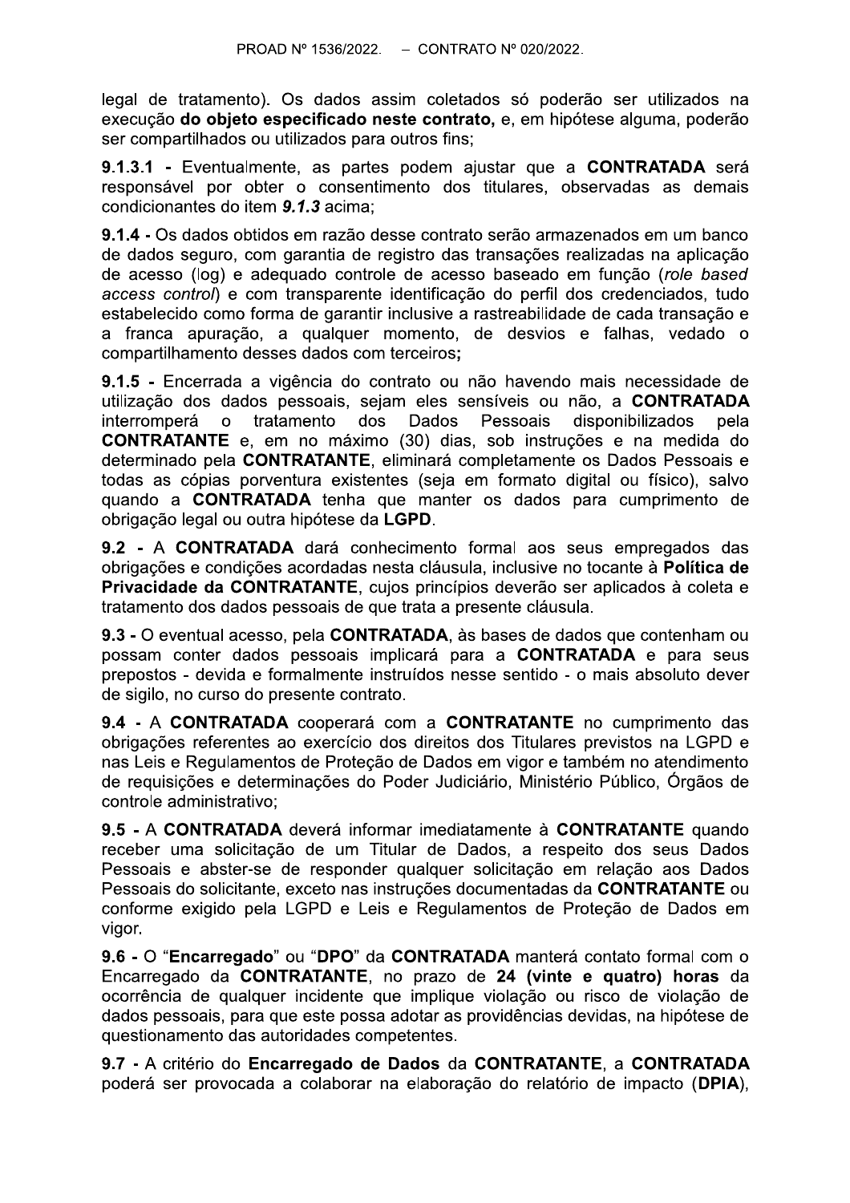legal de tratamento). Os dados assim coletados só poderão ser utilizados na execução **do objeto especificado neste contrato,** e, em hipótese alguma, poderão ser compartilhados ou utilizados para outros fins;

**9.1.3.1 -** Eventualmente, as partes podem ajustar que a **CONTRATADA** será responsável por obter o consentimento dos titulares, observadas as demais condicionantes do item ***9.1.3*** acima;

**9.1.4 -** Os dados obtidos em razão desse contrato serão armazenados em um banco de dados seguro, com garantia de registro das transações realizadas na aplicação de acesso (log) e adequado controle de acesso baseado em função (*role based access control*) e com transparente identificação do perfil dos credenciados, tudo estabelecido como forma de garantir inclusive a rastreabilidade de cada transação e a franca apuração, a qualquer momento, de desvios e falhas, vedado o compartilhamento desses dados com terceiros**;**

**9.1.5 -** Encerrada a vigência do contrato ou não havendo mais necessidade de utilização dos dados pessoais, sejam eles sensíveis ou não, a **CONTRATADA** interromperá o tratamento dos Dados Pessoais disponibilizados pela **CONTRATANTE** e, em no máximo (30) dias, sob instruções e na medida do determinado pela **CONTRATANTE**, eliminará completamente os Dados Pessoais e todas as cópias porventura existentes (seja em formato digital ou físico), salvo quando a **CONTRATADA** tenha que manter os dados para cumprimento de obrigação legal ou outra hipótese da **LGPD**.

**9.2 -** A **CONTRATADA** dará conhecimento formal aos seus empregados das obrigações e condições acordadas nesta cláusula, inclusive no tocante à **Política de Privacidade da CONTRATANTE**, cujos princípios deverão ser aplicados à coleta e tratamento dos dados pessoais de que trata a presente cláusula.

**9.3 -** O eventual acesso, pela **CONTRATADA**, às bases de dados que contenham ou possam conter dados pessoais implicará para a **CONTRATADA** e para seus prepostos - devida e formalmente instruídos nesse sentido - o mais absoluto dever de sigilo, no curso do presente contrato.

**9.4 -** A **CONTRATADA** cooperará com a **CONTRATANTE** no cumprimento das obrigações referentes ao exercício dos direitos dos Titulares previstos na LGPD e nas Leis e Regulamentos de Proteção de Dados em vigor e também no atendimento de requisições e determinações do Poder Judiciário, Ministério Público, Órgãos de controle administrativo;

**9.5 -** A **CONTRATADA** deverá informar imediatamente à **CONTRATANTE** quando receber uma solicitação de um Titular de Dados, a respeito dos seus Dados Pessoais e abster-se de responder qualquer solicitação em relação aos Dados Pessoais do solicitante, exceto nas instruções documentadas da **CONTRATANTE** ou conforme exigido pela LGPD e Leis e Regulamentos de Proteção de Dados em vigor.

**9.6 -** O "**Encarregado**" ou "**DPO**" da **CONTRATADA** manterá contato formal com o Encarregado da **CONTRATANTE**, no prazo de **24 (vinte e quatro) horas** da ocorrência de qualquer incidente que implique violação ou risco de violação de dados pessoais, para que este possa adotar as providências devidas, na hipótese de questionamento das autoridades competentes.

**9.7 -** A critério do **Encarregado de Dados** da **CONTRATANTE**, a **CONTRATADA** poderá ser provocada a colaborar na elaboração do relatório de impacto (**DPIA**),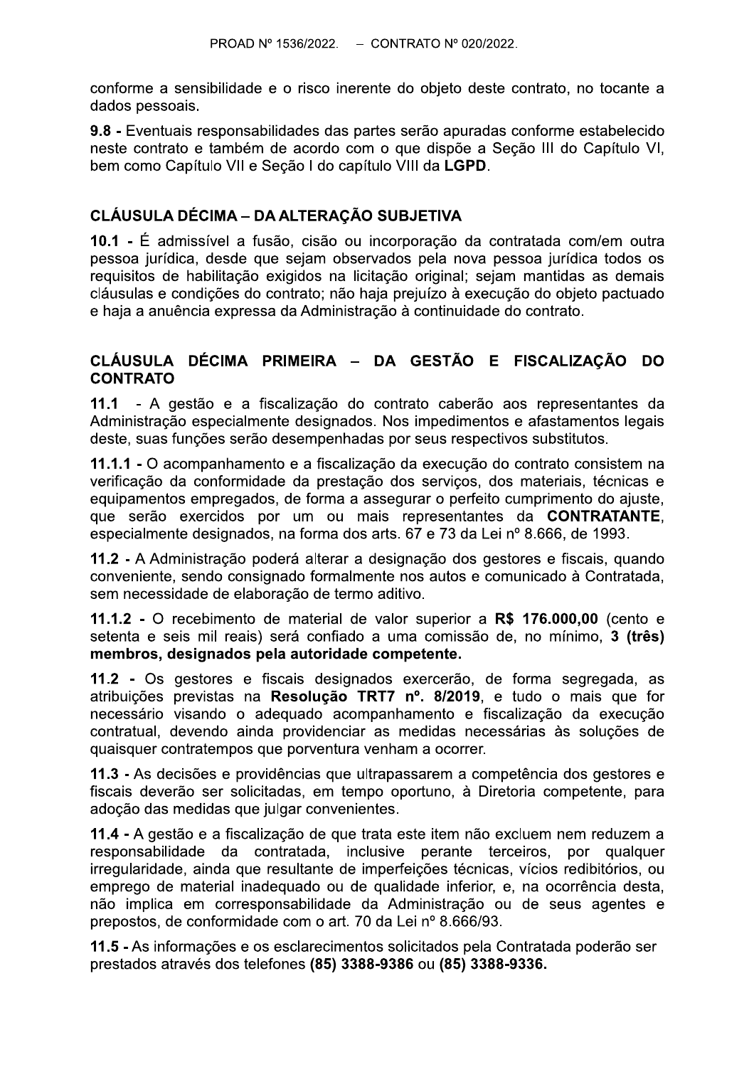conforme a sensibilidade e o risco inerente do objeto deste contrato, no tocante a dados pessoais.

**9.8 -** Eventuais responsabilidades das partes serão apuradas conforme estabelecido neste contrato e também de acordo com o que dispõe a Seção III do Capítulo VI, bem como Capítulo VII e Seção I do capítulo VIII da **LGPD**.

## CLÁUSULA DÉCIMA – DA ALTERAÇÃO SUBJETIVA

**10.1 -** É admissível a fusão, cisão ou incorporação da contratada com/em outra pessoa jurídica, desde que sejam observados pela nova pessoa jurídica todos os requisitos de habilitação exigidos na licitação original; sejam mantidas as demais cláusulas e condições do contrato; não haja prejuízo à execução do objeto pactuado e haja a anuência expressa da Administração à continuidade do contrato.

## CLÁUSULA DÉCIMA PRIMEIRA – DA GESTÃO E FISCALIZAÇÃO DO CONTRATO

**11.1** - A gestão e a fiscalização do contrato caberão aos representantes da Administração especialmente designados. Nos impedimentos e afastamentos legais deste, suas funções serão desempenhadas por seus respectivos substitutos.

**11.1.1 -** O acompanhamento e a fiscalização da execução do contrato consistem na verificação da conformidade da prestação dos serviços, dos materiais, técnicas e equipamentos empregados, de forma a assegurar o perfeito cumprimento do ajuste, que serão exercidos por um ou mais representantes da **CONTRATANTE**, especialmente designados, na forma dos arts. 67 e 73 da Lei nº 8.666, de 1993.

**11.2 -** A Administração poderá alterar a designação dos gestores e fiscais, quando conveniente, sendo consignado formalmente nos autos e comunicado à Contratada, sem necessidade de elaboração de termo aditivo.

**11.1.2 -** O recebimento de material de valor superior a **R$ 176.000,00** (cento e setenta e seis mil reais) será confiado a uma comissão de, no mínimo, **3 (três) membros, designados pela autoridade competente.**

**11.2 -** Os gestores e fiscais designados exercerão, de forma segregada, as atribuições previstas na **Resolução TRT7 nº. 8/2019**, e tudo o mais que for necessário visando o adequado acompanhamento e fiscalização da execução contratual, devendo ainda providenciar as medidas necessárias às soluções de quaisquer contratempos que porventura venham a ocorrer.

**11.3 -** As decisões e providências que ultrapassarem a competência dos gestores e fiscais deverão ser solicitadas, em tempo oportuno, à Diretoria competente, para adoção das medidas que julgar convenientes.

**11.4 -** A gestão e a fiscalização de que trata este item não excluem nem reduzem a responsabilidade da contratada, inclusive perante terceiros, por qualquer irregularidade, ainda que resultante de imperfeições técnicas, vícios redibitórios, ou emprego de material inadequado ou de qualidade inferior, e, na ocorrência desta, não implica em corresponsabilidade da Administração ou de seus agentes e prepostos, de conformidade com o art. 70 da Lei nº 8.666/93.

**11.5 -** As informações e os esclarecimentos solicitados pela Contratada poderão ser prestados através dos telefones **(85) 3388-9386** ou **(85) 3388-9336.**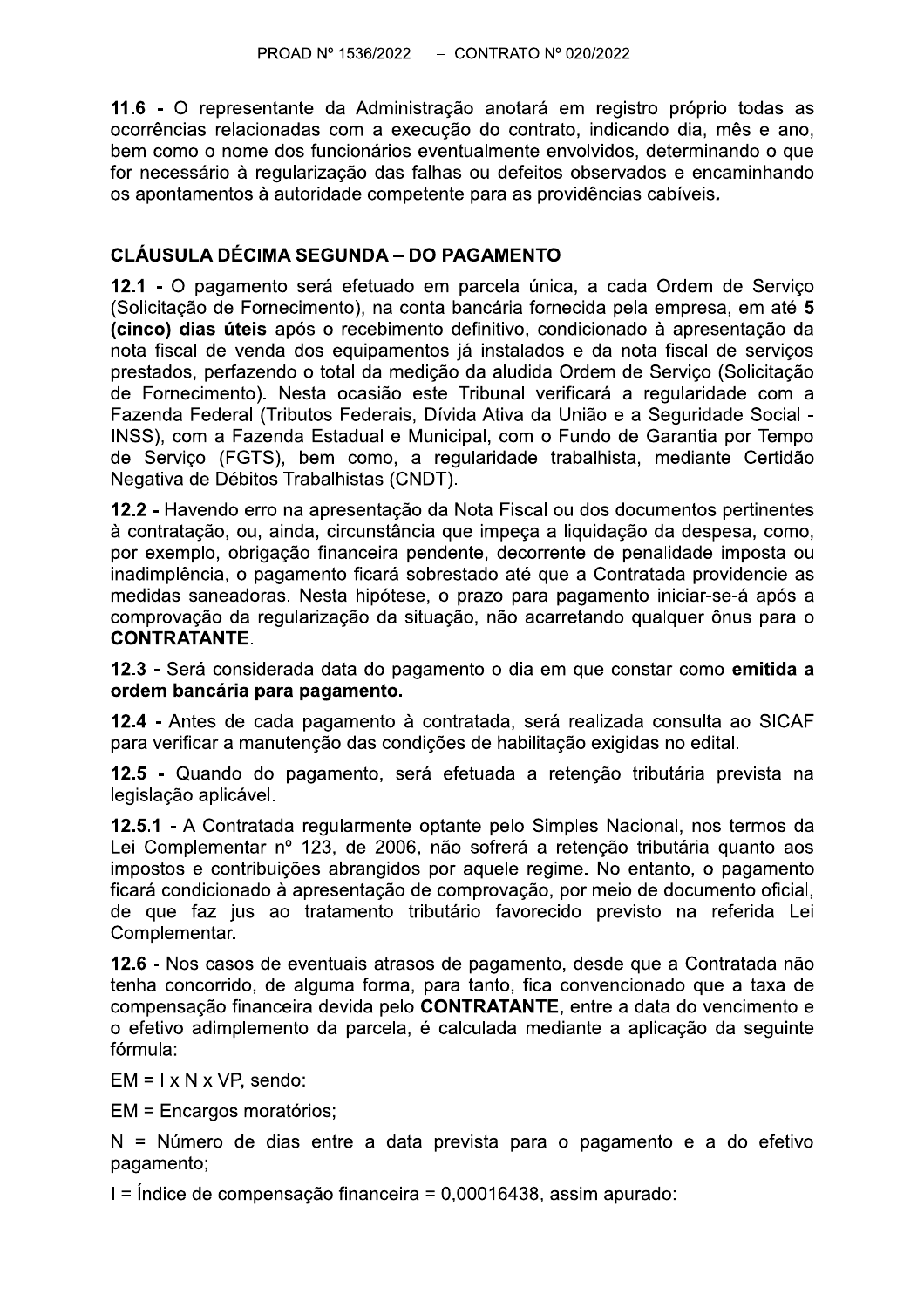**11.6 -** O representante da Administração anotará em registro próprio todas as ocorrências relacionadas com a execução do contrato, indicando dia, mês e ano, bem como o nome dos funcionários eventualmente envolvidos, determinando o que for necessário à regularização das falhas ou defeitos observados e encaminhando os apontamentos à autoridade competente para as providências cabíveis**.**

## CLÁUSULA DÉCIMA SEGUNDA – DO PAGAMENTO

**12.1 -** O pagamento será efetuado em parcela única, a cada Ordem de Serviço (Solicitação de Fornecimento), na conta bancária fornecida pela empresa, em até **5 (cinco) dias úteis** após o recebimento definitivo, condicionado à apresentação da nota fiscal de venda dos equipamentos já instalados e da nota fiscal de serviços prestados, perfazendo o total da medição da aludida Ordem de Serviço (Solicitação de Fornecimento). Nesta ocasião este Tribunal verificará a regularidade com a Fazenda Federal (Tributos Federais, Dívida Ativa da União e a Seguridade Social - INSS), com a Fazenda Estadual e Municipal, com o Fundo de Garantia por Tempo de Serviço (FGTS), bem como, a regularidade trabalhista, mediante Certidão Negativa de Débitos Trabalhistas (CNDT).

**12.2 -** Havendo erro na apresentação da Nota Fiscal ou dos documentos pertinentes à contratação, ou, ainda, circunstância que impeça a liquidação da despesa, como, por exemplo, obrigação financeira pendente, decorrente de penalidade imposta ou inadimplência, o pagamento ficará sobrestado até que a Contratada providencie as medidas saneadoras. Nesta hipótese, o prazo para pagamento iniciar-se-á após a comprovação da regularização da situação, não acarretando qualquer ônus para o **CONTRATANTE**.

**12.3 -** Será considerada data do pagamento o dia em que constar como **emitida a ordem bancária para pagamento.**

**12.4 -** Antes de cada pagamento à contratada, será realizada consulta ao SICAF para verificar a manutenção das condições de habilitação exigidas no edital.

**12.5 -** Quando do pagamento, será efetuada a retenção tributária prevista na legislação aplicável.

**12.5.1 -** A Contratada regularmente optante pelo Simples Nacional, nos termos da Lei Complementar nº 123, de 2006, não sofrerá a retenção tributária quanto aos impostos e contribuições abrangidos por aquele regime. No entanto, o pagamento ficará condicionado à apresentação de comprovação, por meio de documento oficial, de que faz jus ao tratamento tributário favorecido previsto na referida Lei Complementar.

**12.6 -** Nos casos de eventuais atrasos de pagamento, desde que a Contratada não tenha concorrido, de alguma forma, para tanto, fica convencionado que a taxa de compensação financeira devida pelo **CONTRATANTE**, entre a data do vencimento e o efetivo adimplemento da parcela, é calculada mediante a aplicação da seguinte fórmula:

$EM = I \times N \times VP$, sendo:

EM = Encargos moratórios;

N = Número de dias entre a data prevista para o pagamento e a do efetivo pagamento;

I = Índice de compensação financeira = 0,00016438, assim apurado: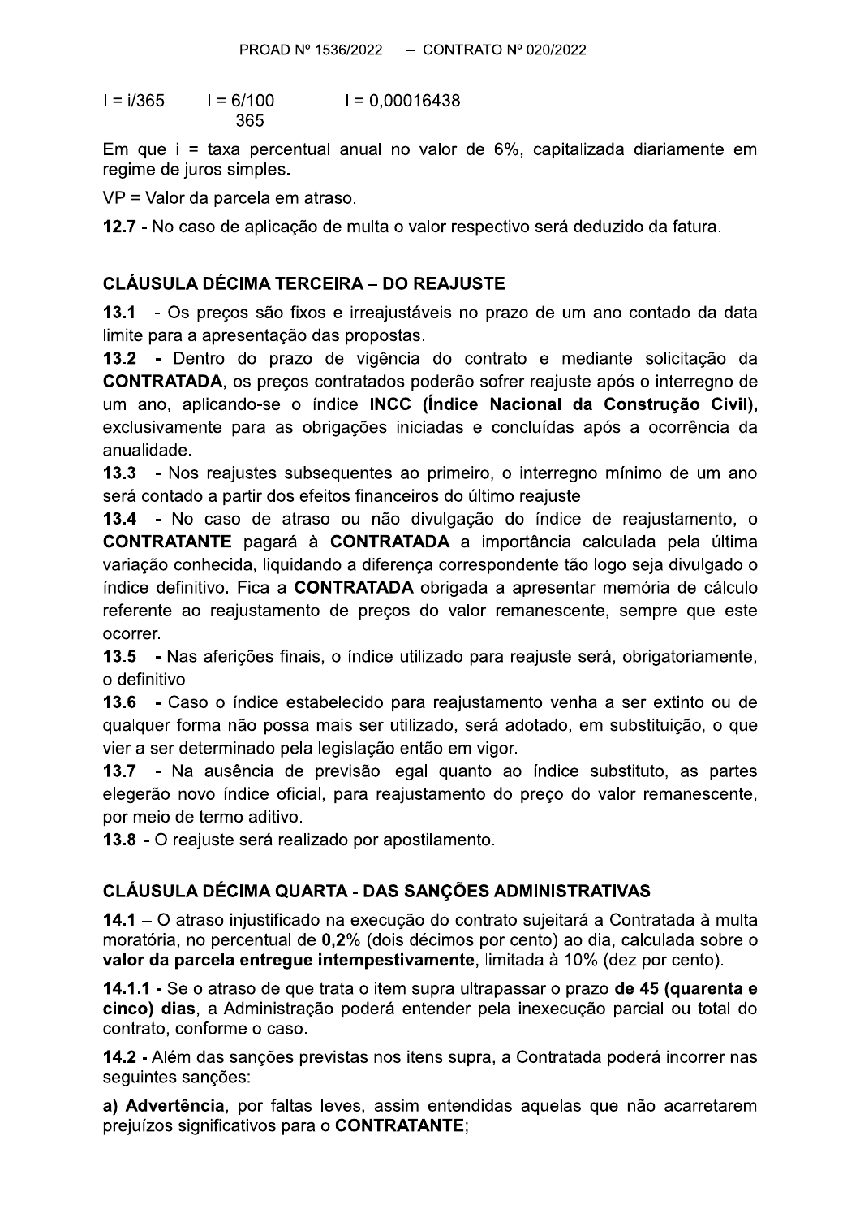$I = i/365 \qquad I = \frac{6/100}{365} \qquad I = 0,00016438$

Em que i = taxa percentual anual no valor de 6%, capitalizada diariamente em regime de juros simples.

VP = Valor da parcela em atraso.

**12.7 -** No caso de aplicação de multa o valor respectivo será deduzido da fatura.

## CLÁUSULA DÉCIMA TERCEIRA – DO REAJUSTE

**13.1** - Os preços são fixos e irreajustáveis no prazo de um ano contado da data limite para a apresentação das propostas.

**13.2** - Dentro do prazo de vigência do contrato e mediante solicitação da **CONTRATADA**, os preços contratados poderão sofrer reajuste após o interregno de um ano, aplicando-se o índice **INCC (Índice Nacional da Construção Civil),** exclusivamente para as obrigações iniciadas e concluídas após a ocorrência da anualidade.

**13.3** - Nos reajustes subsequentes ao primeiro, o interregno mínimo de um ano será contado a partir dos efeitos financeiros do último reajuste

**13.4** - No caso de atraso ou não divulgação do índice de reajustamento, o **CONTRATANTE** pagará à **CONTRATADA** a importância calculada pela última variação conhecida, liquidando a diferença correspondente tão logo seja divulgado o índice definitivo. Fica a **CONTRATADA** obrigada a apresentar memória de cálculo referente ao reajustamento de preços do valor remanescente, sempre que este ocorrer.

**13.5** - Nas aferições finais, o índice utilizado para reajuste será, obrigatoriamente, o definitivo

**13.6** - Caso o índice estabelecido para reajustamento venha a ser extinto ou de qualquer forma não possa mais ser utilizado, será adotado, em substituição, o que vier a ser determinado pela legislação então em vigor.

**13.7** - Na ausência de previsão legal quanto ao índice substituto, as partes elegerão novo índice oficial, para reajustamento do preço do valor remanescente, por meio de termo aditivo.

**13.8** - O reajuste será realizado por apostilamento.

## CLÁUSULA DÉCIMA QUARTA - DAS SANÇÕES ADMINISTRATIVAS

**14.1** – O atraso injustificado na execução do contrato sujeitará a Contratada à multa moratória, no percentual de **0,2%** (dois décimos por cento) ao dia, calculada sobre o **valor da parcela entregue intempestivamente**, limitada à 10% (dez por cento).

**14.1.1 -** Se o atraso de que trata o item supra ultrapassar o prazo **de 45 (quarenta e cinco) dias**, a Administração poderá entender pela inexecução parcial ou total do contrato, conforme o caso.

**14.2 -** Além das sanções previstas nos itens supra, a Contratada poderá incorrer nas seguintes sanções:

**a) Advertência**, por faltas leves, assim entendidas aquelas que não acarretarem prejuízos significativos para o **CONTRATANTE**;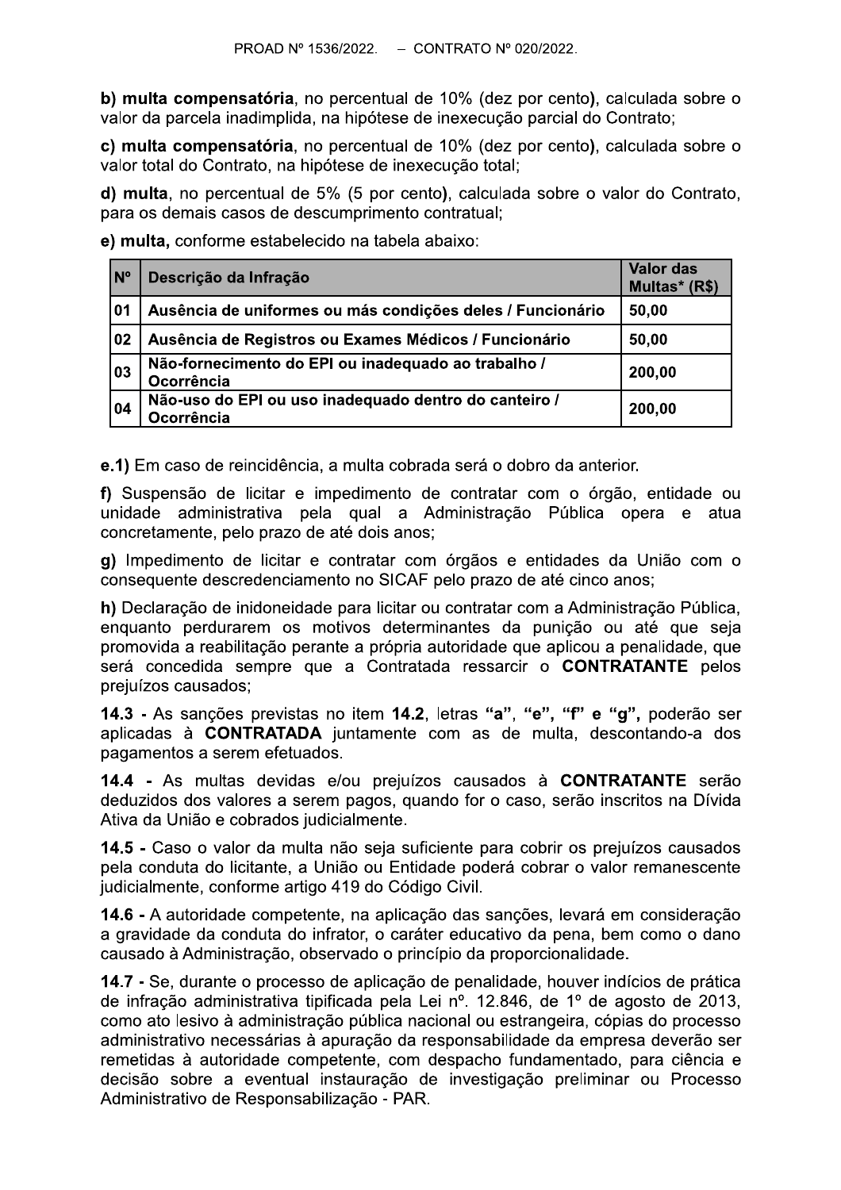**b) multa compensatória**, no percentual de 10% (dez por cento), calculada sobre o valor da parcela inadimplida, na hipótese de inexecução parcial do Contrato;

**c) multa compensatória**, no percentual de 10% (dez por cento), calculada sobre o valor total do Contrato, na hipótese de inexecução total;

**d) multa**, no percentual de 5% (5 por cento), calculada sobre o valor do Contrato, para os demais casos de descumprimento contratual;

**e) multa,** conforme estabelecido na tabela abaixo:

| Nº | Descrição da Infração | Valor das Multas* (R$) |
|---|---|---|
| 01 | Ausência de uniformes ou más condições deles / Funcionário | 50,00 |
| 02 | Ausência de Registros ou Exames Médicos / Funcionário | 50,00 |
| 03 | Não-fornecimento do EPI ou inadequado ao trabalho / Ocorrência | 200,00 |
| 04 | Não-uso do EPI ou uso inadequado dentro do canteiro / Ocorrência | 200,00 |

**e.1)** Em caso de reincidência, a multa cobrada será o dobro da anterior.

**f)** Suspensão de licitar e impedimento de contratar com o órgão, entidade ou unidade administrativa pela qual a Administração Pública opera e atua concretamente, pelo prazo de até dois anos;

**g)** Impedimento de licitar e contratar com órgãos e entidades da União com o consequente descredenciamento no SICAF pelo prazo de até cinco anos;

**h)** Declaração de inidoneidade para licitar ou contratar com a Administração Pública, enquanto perdurarem os motivos determinantes da punição ou até que seja promovida a reabilitação perante a própria autoridade que aplicou a penalidade, que será concedida sempre que a Contratada ressarcir o **CONTRATANTE** pelos prejuízos causados;

**14.3** - As sanções previstas no item **14.2**, letras **"a"**, **"e"**, **"f" e "g",** poderão ser aplicadas à **CONTRATADA** juntamente com as de multa, descontando-a dos pagamentos a serem efetuados.

**14.4** - As multas devidas e/ou prejuízos causados à **CONTRATANTE** serão deduzidos dos valores a serem pagos, quando for o caso, serão inscritos na Dívida Ativa da União e cobrados judicialmente.

**14.5** - Caso o valor da multa não seja suficiente para cobrir os prejuízos causados pela conduta do licitante, a União ou Entidade poderá cobrar o valor remanescente judicialmente, conforme artigo 419 do Código Civil.

**14.6** - A autoridade competente, na aplicação das sanções, levará em consideração a gravidade da conduta do infrator, o caráter educativo da pena, bem como o dano causado à Administração, observado o princípio da proporcionalidade.

**14.7** - Se, durante o processo de aplicação de penalidade, houver indícios de prática de infração administrativa tipificada pela Lei nº. 12.846, de 1º de agosto de 2013, como ato lesivo à administração pública nacional ou estrangeira, cópias do processo administrativo necessárias à apuração da responsabilidade da empresa deverão ser remetidas à autoridade competente, com despacho fundamentado, para ciência e decisão sobre a eventual instauração de investigação preliminar ou Processo Administrativo de Responsabilização - PAR.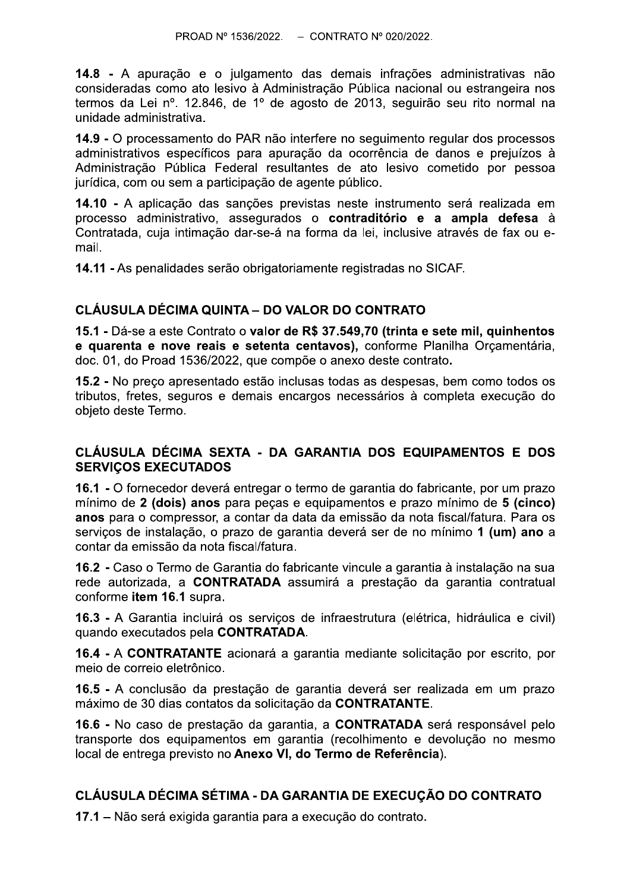**14.8 -** A apuração e o julgamento das demais infrações administrativas não consideradas como ato lesivo à Administração Pública nacional ou estrangeira nos termos da Lei nº. 12.846, de 1º de agosto de 2013, seguirão seu rito normal na unidade administrativa.

**14.9 -** O processamento do PAR não interfere no seguimento regular dos processos administrativos específicos para apuração da ocorrência de danos e prejuízos à Administração Pública Federal resultantes de ato lesivo cometido por pessoa jurídica, com ou sem a participação de agente público.

**14.10 -** A aplicação das sanções previstas neste instrumento será realizada em processo administrativo, assegurados o **contraditório e a ampla defesa** à Contratada, cuja intimação dar-se-á na forma da lei, inclusive através de fax ou e-mail.

**14.11 -** As penalidades serão obrigatoriamente registradas no SICAF.

## CLÁUSULA DÉCIMA QUINTA – DO VALOR DO CONTRATO

**15.1 -** Dá-se a este Contrato o **valor de R$ 37.549,70 (trinta e sete mil, quinhentos e quarenta e nove reais e setenta centavos),** conforme Planilha Orçamentária, doc. 01, do Proad 1536/2022, que compõe o anexo deste contrato**.**

**15.2 -** No preço apresentado estão inclusas todas as despesas, bem como todos os tributos, fretes, seguros e demais encargos necessários à completa execução do objeto deste Termo.

## CLÁUSULA DÉCIMA SEXTA - DA GARANTIA DOS EQUIPAMENTOS E DOS SERVIÇOS EXECUTADOS

**16.1 -** O fornecedor deverá entregar o termo de garantia do fabricante, por um prazo mínimo de **2 (dois) anos** para peças e equipamentos e prazo mínimo de **5 (cinco) anos** para o compressor, a contar da data da emissão da nota fiscal/fatura. Para os serviços de instalação, o prazo de garantia deverá ser de no mínimo **1 (um) ano** a contar da emissão da nota fiscal/fatura.

**16.2 -** Caso o Termo de Garantia do fabricante vincule a garantia à instalação na sua rede autorizada, a **CONTRATADA** assumirá a prestação da garantia contratual conforme **item 16.1** supra.

**16.3 -** A Garantia incluirá os serviços de infraestrutura (elétrica, hidráulica e civil) quando executados pela **CONTRATADA**.

**16.4 -** A **CONTRATANTE** acionará a garantia mediante solicitação por escrito, por meio de correio eletrônico.

**16.5 -** A conclusão da prestação de garantia deverá ser realizada em um prazo máximo de 30 dias contatos da solicitação da **CONTRATANTE**.

**16.6 -** No caso de prestação da garantia, a **CONTRATADA** será responsável pelo transporte dos equipamentos em garantia (recolhimento e devolução no mesmo local de entrega previsto no **Anexo VI, do Termo de Referência**).

## CLÁUSULA DÉCIMA SÉTIMA - DA GARANTIA DE EXECUÇÃO DO CONTRATO

**17.1 –** Não será exigida garantia para a execução do contrato.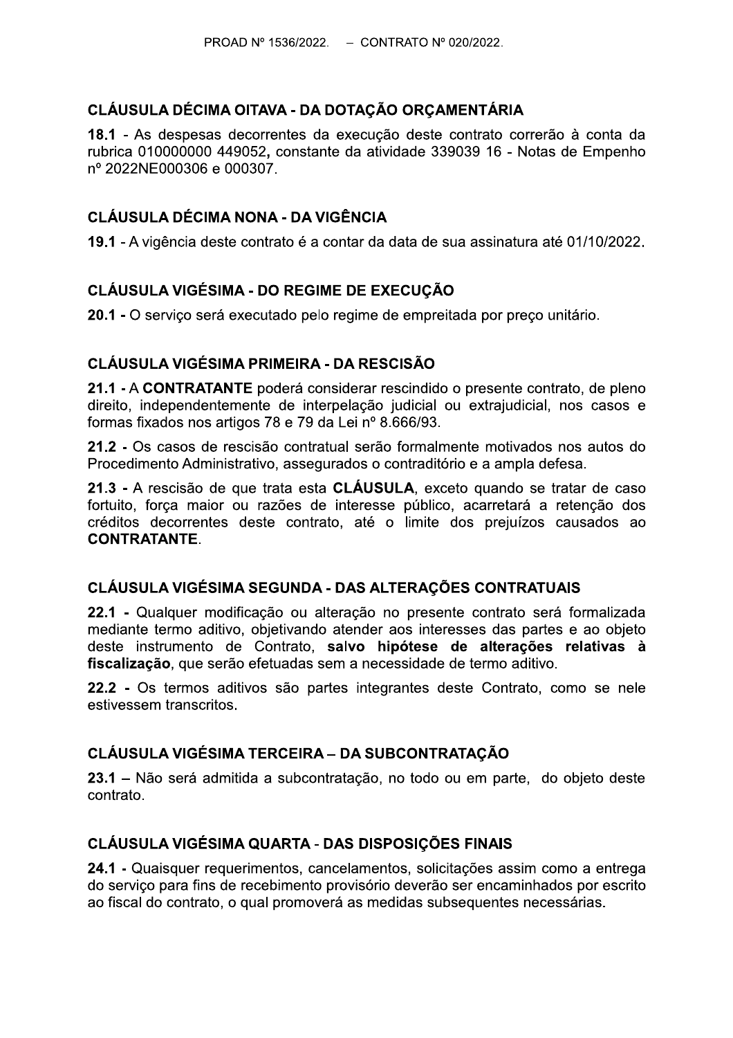## CLÁUSULA DÉCIMA OITAVA - DA DOTAÇÃO ORÇAMENTÁRIA

**18.1** - As despesas decorrentes da execução deste contrato correrão à conta da rubrica 010000000 449052**,** constante da atividade 339039 16 - Notas de Empenho nº 2022NE000306 e 000307.

## CLÁUSULA DÉCIMA NONA - DA VIGÊNCIA

**19.1** - A vigência deste contrato é a contar da data de sua assinatura até 01/10/2022.

## CLÁUSULA VIGÉSIMA - DO REGIME DE EXECUÇÃO

**20.1 -** O serviço será executado pelo regime de empreitada por preço unitário.

## CLÁUSULA VIGÉSIMA PRIMEIRA - DA RESCISÃO

**21.1 -** A **CONTRATANTE** poderá considerar rescindido o presente contrato, de pleno direito, independentemente de interpelação judicial ou extrajudicial, nos casos e formas fixados nos artigos 78 e 79 da Lei nº 8.666/93.

**21.2 -** Os casos de rescisão contratual serão formalmente motivados nos autos do Procedimento Administrativo, assegurados o contraditório e a ampla defesa.

**21.3 -** A rescisão de que trata esta **CLÁUSULA**, exceto quando se tratar de caso fortuito, força maior ou razões de interesse público, acarretará a retenção dos créditos decorrentes deste contrato, até o limite dos prejuízos causados ao **CONTRATANTE**.

## CLÁUSULA VIGÉSIMA SEGUNDA - DAS ALTERAÇÕES CONTRATUAIS

**22.1 -** Qualquer modificação ou alteração no presente contrato será formalizada mediante termo aditivo, objetivando atender aos interesses das partes e ao objeto deste instrumento de Contrato, **salvo hipótese de alterações relativas à fiscalização**, que serão efetuadas sem a necessidade de termo aditivo.

**22.2 -** Os termos aditivos são partes integrantes deste Contrato, como se nele estivessem transcritos.

## CLÁUSULA VIGÉSIMA TERCEIRA – DA SUBCONTRATAÇÃO

**23.1** – Não será admitida a subcontratação, no todo ou em parte, do objeto deste contrato.

## CLÁUSULA VIGÉSIMA QUARTA - DAS DISPOSIÇÕES FINAIS

**24.1 -** Quaisquer requerimentos, cancelamentos, solicitações assim como a entrega do serviço para fins de recebimento provisório deverão ser encaminhados por escrito ao fiscal do contrato, o qual promoverá as medidas subsequentes necessárias.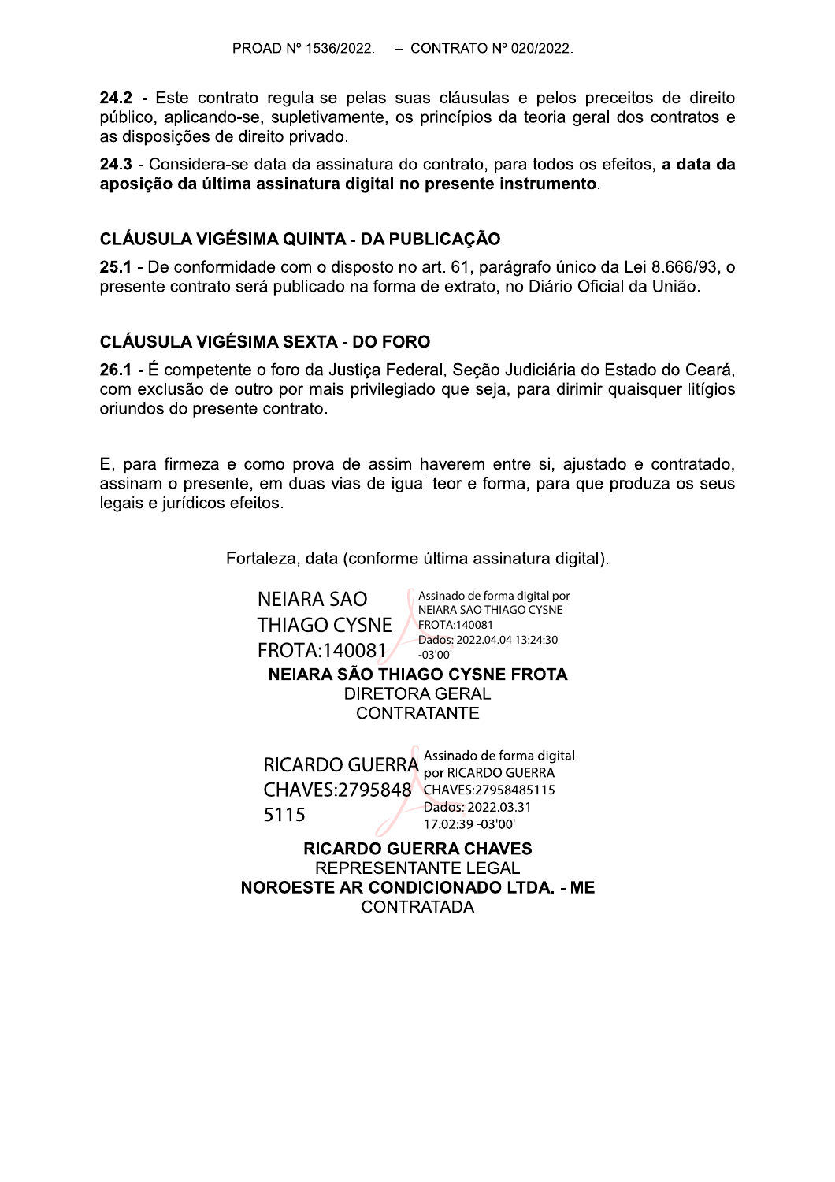**24.2 -** Este contrato regula-se pelas suas cláusulas e pelos preceitos de direito público, aplicando-se, supletivamente, os princípios da teoria geral dos contratos e as disposições de direito privado.

**24.3** - Considera-se data da assinatura do contrato, para todos os efeitos, **a data da aposição da última assinatura digital no presente instrumento**.

## CLÁUSULA VIGÉSIMA QUINTA - DA PUBLICAÇÃO

**25.1 -** De conformidade com o disposto no art. 61, parágrafo único da Lei 8.666/93, o presente contrato será publicado na forma de extrato, no Diário Oficial da União.

## CLÁUSULA VIGÉSIMA SEXTA - DO FORO

**26.1 -** É competente o foro da Justiça Federal, Seção Judiciária do Estado do Ceará, com exclusão de outro por mais privilegiado que seja, para dirimir quaisquer litígios oriundos do presente contrato.

E, para firmeza e como prova de assim haverem entre si, ajustado e contratado, assinam o presente, em duas vias de igual teor e forma, para que produza os seus legais e jurídicos efeitos.

Fortaleza, data (conforme última assinatura digital).

NEIARA SAO THIAGO CYSNE FROTA:140081
Assinado de forma digital por NEIARA SAO THIAGO CYSNE FROTA:140081
Dados: 2022.04.04 13:24:30 -03'00'

**NEIARA SÃO THIAGO CYSNE FROTA**
DIRETORA GERAL
CONTRATANTE

RICARDO GUERRA CHAVES:27958485115
Assinado de forma digital por RICARDO GUERRA CHAVES:27958485115
Dados: 2022.03.31 17:02:39 -03'00'

**RICARDO GUERRA CHAVES**
REPRESENTANTE LEGAL
**NOROESTE AR CONDICIONADO LTDA. - ME**
CONTRATADA